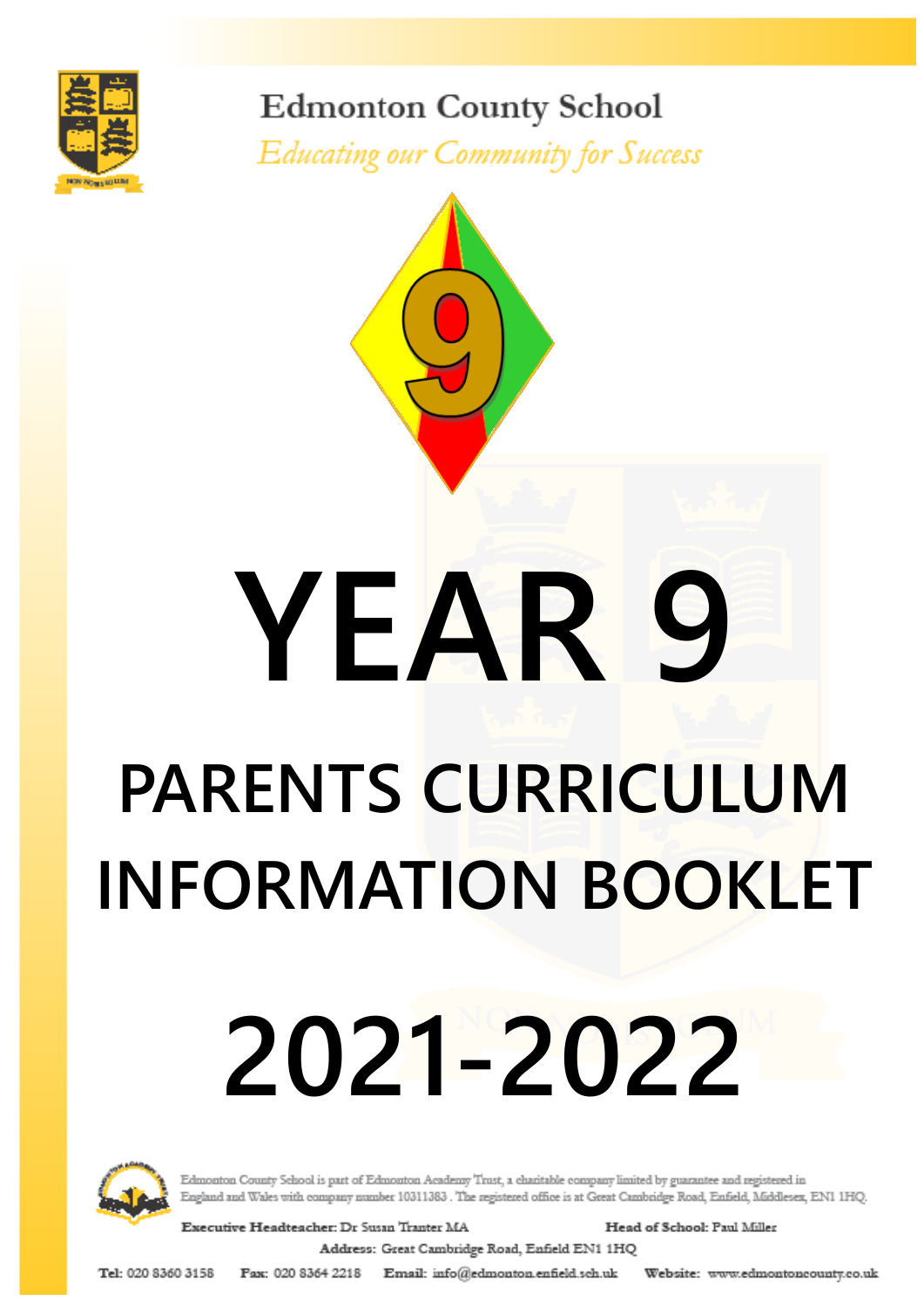Edmonton County School

*Educating our Community for Success*

# YEAR 9

## PARENTS CURRICULUM INFORMATION BOOKLET

# 2021-2022

Edmonton County School is part of Edmonton Academy Trust, a charitable company limited by guarantee and registered in England and Wales with company number 10311383. The registered office is at Great Cambridge Road, Enfield, Middlesex, EN1 1HQ.

**Executive Headteacher:** Dr Susan Tranter MA **Head of School:** Paul Miller

**Address:** Great Cambridge Road, Enfield EN1 1HQ

**Tel:** 020 8360 3158 **Fax:** 020 8364 2218 **Email:** info@edmonton.enfield.sch.uk **Website:** www.edmontoncounty.co.uk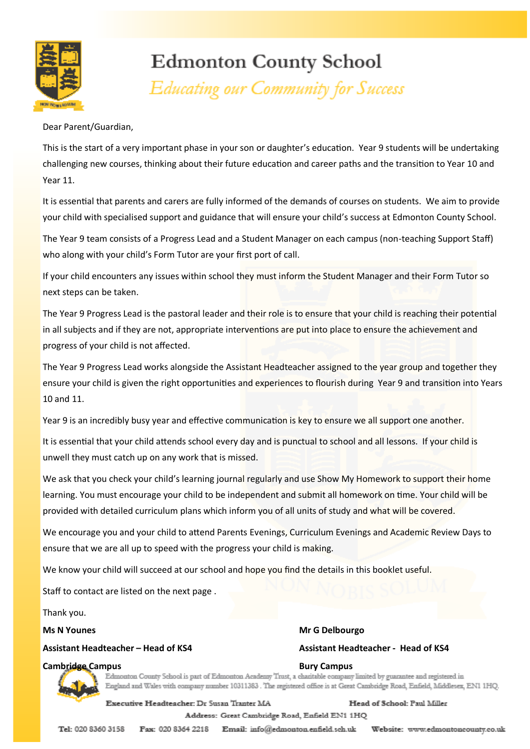# Edmonton County School

*Educating our Community for Success*

Dear Parent/Guardian,

This is the start of a very important phase in your son or daughter's education. Year 9 students will be undertaking challenging new courses, thinking about their future education and career paths and the transition to Year 10 and Year 11.

It is essential that parents and carers are fully informed of the demands of courses on students. We aim to provide your child with specialised support and guidance that will ensure your child's success at Edmonton County School.

The Year 9 team consists of a Progress Lead and a Student Manager on each campus (non-teaching Support Staff) who along with your child's Form Tutor are your first port of call.

If your child encounters any issues within school they must inform the Student Manager and their Form Tutor so next steps can be taken.

The Year 9 Progress Lead is the pastoral leader and their role is to ensure that your child is reaching their potential in all subjects and if they are not, appropriate interventions are put into place to ensure the achievement and progress of your child is not affected.

The Year 9 Progress Lead works alongside the Assistant Headteacher assigned to the year group and together they ensure your child is given the right opportunities and experiences to flourish during Year 9 and transition into Years 10 and 11.

Year 9 is an incredibly busy year and effective communication is key to ensure we all support one another.

It is essential that your child attends school every day and is punctual to school and all lessons. If your child is unwell they must catch up on any work that is missed.

We ask that you check your child's learning journal regularly and use Show My Homework to support their home learning. You must encourage your child to be independent and submit all homework on time. Your child will be provided with detailed curriculum plans which inform you of all units of study and what will be covered.

We encourage you and your child to attend Parents Evenings, Curriculum Evenings and Academic Review Days to ensure that we are all up to speed with the progress your child is making.

We know your child will succeed at our school and hope you find the details in this booklet useful.

Staff to contact are listed on the next page .

Thank you.

**Ms N Younes**
**Assistant Headteacher – Head of KS4**
**Cambridge Campus**

**Mr G Delbourgo**
**Assistant Headteacher - Head of KS4**
**Bury Campus**

Edmonton County School is part of Edmonton Academy Trust, a charitable company limited by guarantee and registered in England and Wales with company number 10311383 . The registered office is at Great Cambridge Road, Enfield, Middlesex, EN1 1HQ.

**Executive Headteacher:** Dr Susan Tranter MA **Head of School:** Paul Miller

**Address:** Great Cambridge Road, Enfield EN1 1HQ

**Tel:** 020 8360 3158 **Fax:** 020 8364 2218 **Email:** info@edmonton.enfield.sch.uk **Website:** www.edmontoncounty.co.uk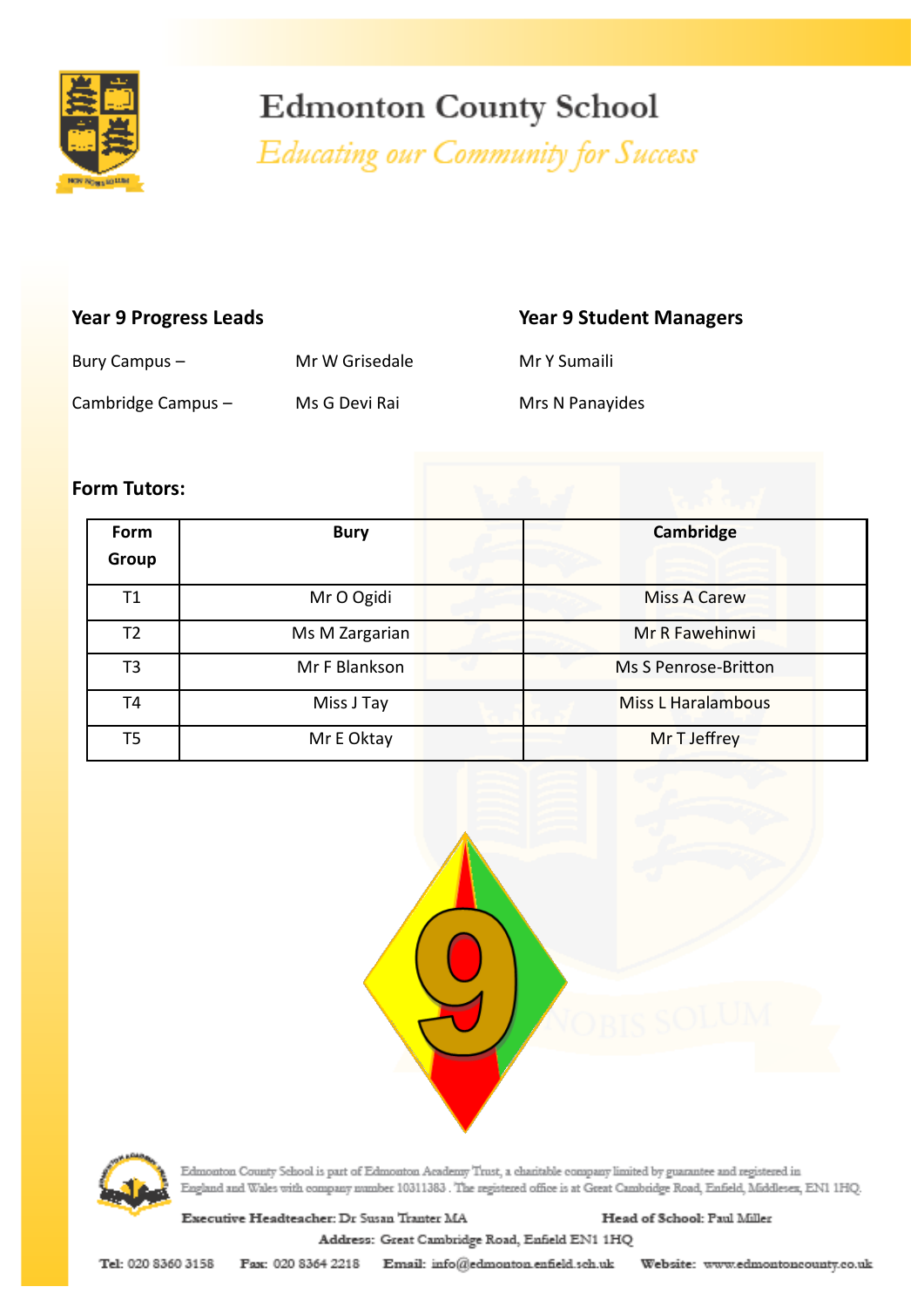## Year 9 Progress Leads

| | | |
|---|---|---|
| Bury Campus – | Mr W Grisedale | Mr Y Sumaili |
| Cambridge Campus – | Ms G Devi Rai | Mrs N Panayides |

## Year 9 Student Managers

Mr Y Sumaili

Mrs N Panayides

**Form Tutors:**

| Form Group | Bury | Cambridge |
|---|---|---|
| T1 | Mr O Ogidi | Miss A Carew |
| T2 | Ms M Zargarian | Mr R Fawehinwi |
| T3 | Mr F Blankson | Ms S Penrose-Britton |
| T4 | Miss J Tay | Miss L Haralambous |
| T5 | Mr E Oktay | Mr T Jeffrey |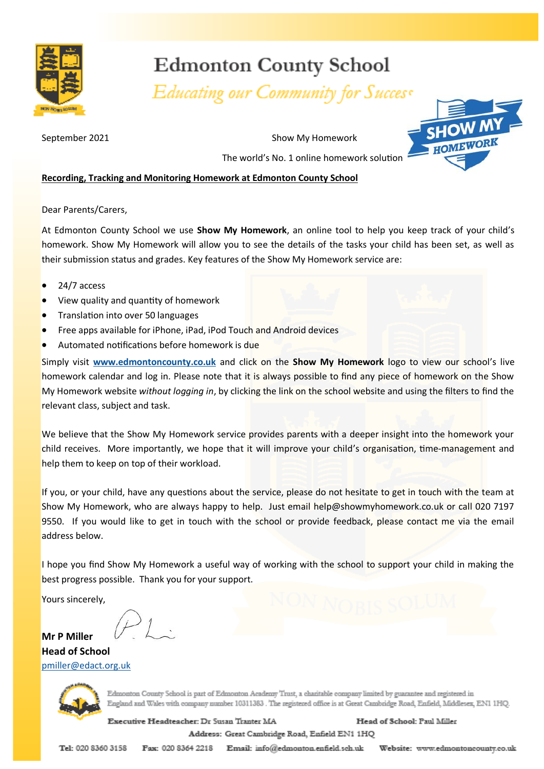# Edmonton County School

*Educating our Community for Success*

September 2021

Show My Homework

The world's No. 1 online homework solution

**Recording, Tracking and Monitoring Homework at Edmonton County School**

Dear Parents/Carers,

At Edmonton County School we use **Show My Homework**, an online tool to help you keep track of your child's homework. Show My Homework will allow you to see the details of the tasks your child has been set, as well as their submission status and grades. Key features of the Show My Homework service are:

- 24/7 access
- View quality and quantity of homework
- Translation into over 50 languages
- Free apps available for iPhone, iPad, iPod Touch and Android devices
- Automated notifications before homework is due

Simply visit **www.edmontoncounty.co.uk** and click on the **Show My Homework** logo to view our school's live homework calendar and log in. Please note that it is always possible to find any piece of homework on the Show My Homework website *without logging in*, by clicking the link on the school website and using the filters to find the relevant class, subject and task.

We believe that the Show My Homework service provides parents with a deeper insight into the homework your child receives. More importantly, we hope that it will improve your child's organisation, time-management and help them to keep on top of their workload.

If you, or your child, have any questions about the service, please do not hesitate to get in touch with the team at Show My Homework, who are always happy to help. Just email help@showmyhomework.co.uk or call 020 7197 9550. If you would like to get in touch with the school or provide feedback, please contact me via the email address below.

I hope you find Show My Homework a useful way of working with the school to support your child in making the best progress possible. Thank you for your support.

Yours sincerely,

**Mr P Miller**
**Head of School**
pmiller@edact.org.uk

Edmonton County School is part of Edmonton Academy Trust, a charitable company limited by guarantee and registered in England and Wales with company number 10311383. The registered office is at Great Cambridge Road, Enfield, Middlesex, EN1 1HQ.

**Executive Headteacher:** Dr Susan Tranter MA **Head of School:** Paul Miller

**Address:** Great Cambridge Road, Enfield EN1 1HQ

**Tel:** 020 8360 3158 **Fax:** 020 8364 2218 **Email:** info@edmonton.enfield.sch.uk **Website:** www.edmontoncounty.co.uk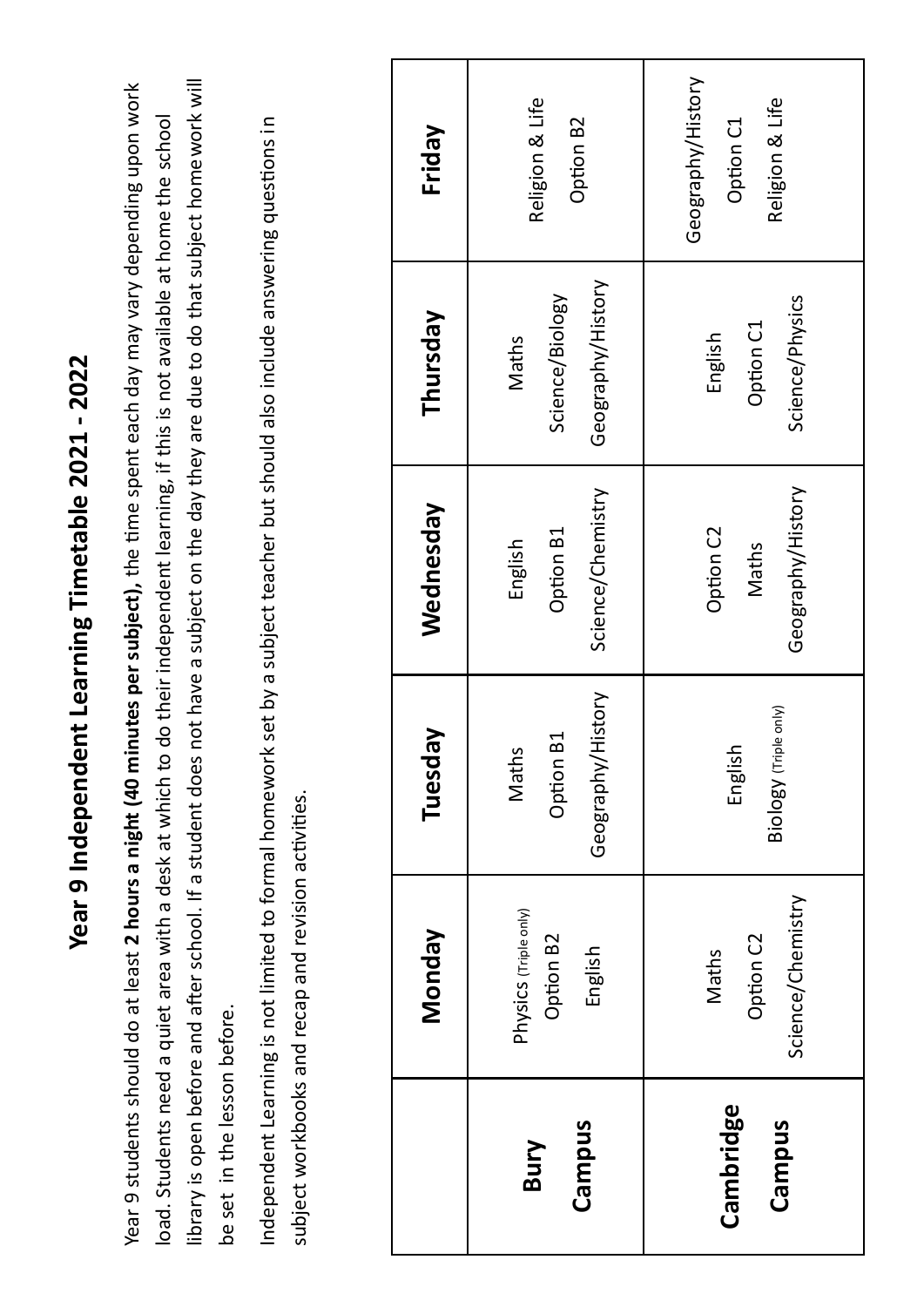# Year 9 Independent Learning Timetable 2021 - 2022

Year 9 students should do at least **2 hours a night (40 minutes per subject)**, the time spent each day may vary depending upon work load. Students need a quiet area with a desk at which to do their independent learning, if this is not available at home the school library is open before and after school. If a student does not have a subject on the day they are due to do that subject homework will be set in the lesson before.

Independent Learning is not limited to formal homework set by a subject teacher but should also include answering questions in subject workbooks and recap and revision activities.

| | Monday | Tuesday | Wednesday | Thursday | Friday |
|---|---|---|---|---|---|
| **Bury Campus** | Physics (Triple only)<br>Option B2<br>English | Maths<br>Option B1<br>Geography/History | English<br>Option B1<br>Science/Chemistry | Maths<br>Science/Biology<br>Geography/History | Religion & Life<br>Option B2 |
| **Cambridge Campus** | Maths<br>Option C2<br>Science/Chemistry | English<br>Biology (Triple only) | Option C2<br>Maths<br>Geography/History | English<br>Option C1<br>Science/Physics | Geography/History<br>Option C1<br>Religion & Life |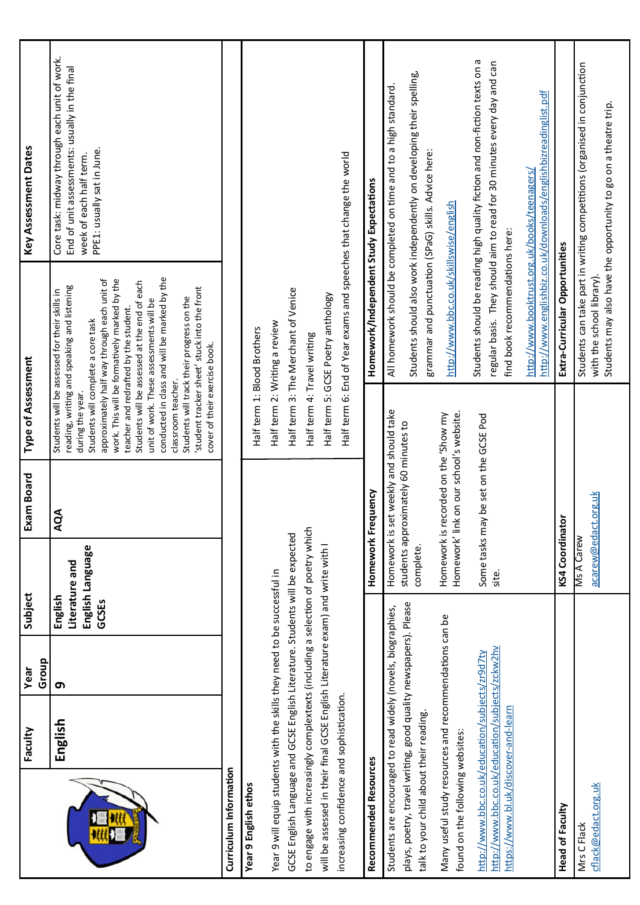| | Faculty | Year Group | Subject | Exam Board | Type of Assessment | Key Assessment Dates |
|---|---|---|---|---|---|---|
| | **English** | **9** | **English Literature and English Language GCSEs** | **AQA** | Students will be assessed for their skills in reading, writing and speaking and listening during the year. Students will complete a core task approximately half way through each unit of work. This will be formatively marked by the teacher and redrafted by the student. Students will be assessed at the end of each unit of work. These assessments will be conducted in class and will be marked by the classroom teacher. Students will track their progress on the 'student tracker sheet' stuck into the front cover of their exercise book. | Core task: midway through each unit of work. End of unit assessments: usually in the final week of each half term. PPE1: usually sat in June. |

**Curriculum Information**

| **Year 9 English ethos** | |
|---|---|
| Year 9 will equip students with the skills they need to be successful in GCSE English Language and GCSE English Literature. Students will be expected to engage with increasingly complex texts (including a selection of poetry which will be assessed in their final GCSE English Literature exam) and write with increasing confidence and sophistication. | Half term 1: Blood Brothers<br>Half term 2: Writing a review<br>Half term 3: The Merchant of Venice<br>Half term 4: Travel writing<br>Half term 5: GCSE Poetry anthology<br>Half term 6: End of Year exams and speeches that change the world |

| **Recommended Resources** | **Homework Frequency** | **Homework/Independent Study Expectations** |
|---|---|---|
| Students are encouraged to read widely (novels, biographies, plays, poetry, travel writing, good quality newspapers). Please talk to your child about their reading.<br><br>Many useful study resources and recommendations can be found on the following websites:<br><br>http://www.bbc.co.uk/education/subjects/zr9d7ty<br>http://www.bbc.co.uk/education/subjects/zckw2hv<br>https://www.bl.uk/discover-and-learn | Homework is set weekly and should take students approximately 60 minutes to complete.<br><br>Homework is recorded on the 'Show my Homework' link on our school's website.<br><br>Some tasks may be set on the GCSE Pod site. | All homework should be completed on time and to a high standard.<br><br>Students should also work independently on developing their spelling, grammar and punctuation (SPaG) skills. Advice here:<br><br>http://www.bbc.co.uk/skillswise/english<br><br>Students should be reading high quality fiction and non-fiction texts on a regular basis. They should aim to read for 30 minutes every day and can find book recommendations here:<br><br>http://www.booktrust.org.uk/books/teenagers/<br>http://www.englishbiz.co.uk/downloads/englishbizreadinglist.pdf |

| **Head of Faculty** | **KS4 Coordinator** | **Extra-Curricular Opportunities** |
|---|---|---|
| Mrs C Flack<br>cflack@edact.org.uk | Ms A Carew<br>acarew@edact.org.uk | Students can take part in writing competitions (organised in conjunction with the school library).<br>Students may also have the opportunity to go on a theatre trip. |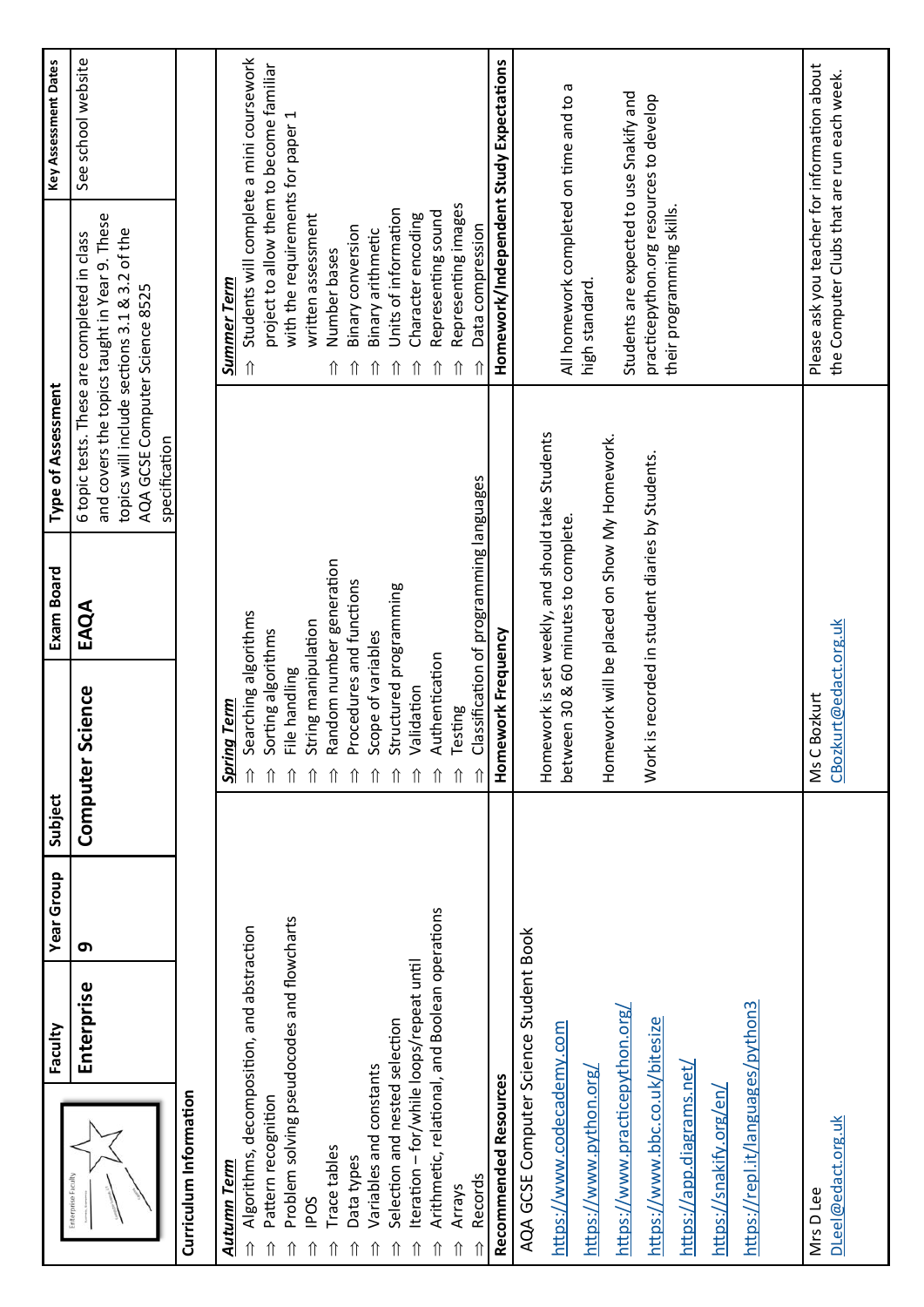| Faculty | Year Group | Subject | Exam Board | Type of Assessment | Key Assessment Dates |
|---|---|---|---|---|---|
| Enterprise | 9 | Computer Science | EAQA | 6 topic tests. These are completed in class and covers the topics taught in Year 9. These topics will include sections 3.1 & 3.2 of the AQA GCSE Computer Science 8525 specification | See school website |

## Curriculum Information

| Autumn Term | Spring Term | Summer Term |
|---|---|---|
| ⇒ Algorithms, decomposition, and abstraction<br>⇒ Pattern recognition<br>⇒ Problem solving pseudocodes and flowcharts<br>⇒ IPOS<br>⇒ Trace tables<br>⇒ Data types<br>⇒ Variables and constants<br>⇒ Selection and nested selection<br>⇒ Iteration – for/while loops/repeat until<br>⇒ Arithmetic, relational, and Boolean operations<br>⇒ Arrays<br>⇒ Records | ⇒ Searching algorithms<br>⇒ Sorting algorithms<br>⇒ File handling<br>⇒ String manipulation<br>⇒ Random number generation<br>⇒ Procedures and functions<br>⇒ Scope of variables<br>⇒ Structured programming<br>⇒ Validation<br>⇒ Authentication<br>⇒ Testing<br>⇒ Classification of programming languages | ⇒ Students will complete a mini coursework project to allow them to become familiar with the requirements for paper 1 written assessment<br>⇒ Number bases<br>⇒ Binary conversion<br>⇒ Binary arithmetic<br>⇒ Units of information<br>⇒ Character encoding<br>⇒ Representing sound<br>⇒ Representing images<br>⇒ Data compression |

| Recommended Resources | Homework Frequency | Homework/Independent Study Expectations |
|---|---|---|
| AQA GCSE Computer Science Student Book<br>https://www.codecademy.com<br>https://www.python.org/<br>https://www.practicepython.org/<br>https://www.bbc.co.uk/bitesize<br>https://app.diagrams.net/<br>https://snakify.org/en/<br>https://repl.it/languages/python3 | Homework is set weekly, and should take Students between 30 & 60 minutes to complete.<br><br>Homework will be placed on Show My Homework.<br><br>Work is recorded in student diaries by Students. | All homework completed on time and to a high standard.<br><br>Students are expected to use Snakify and practicepython.org resources to develop their programming skills. |
| Mrs D Lee<br>DLee1@edact.org.uk | Ms C Bozkurt<br>CBozkurt@edact.org.uk | Please ask you teacher for information about the Computer Clubs that are run each week. |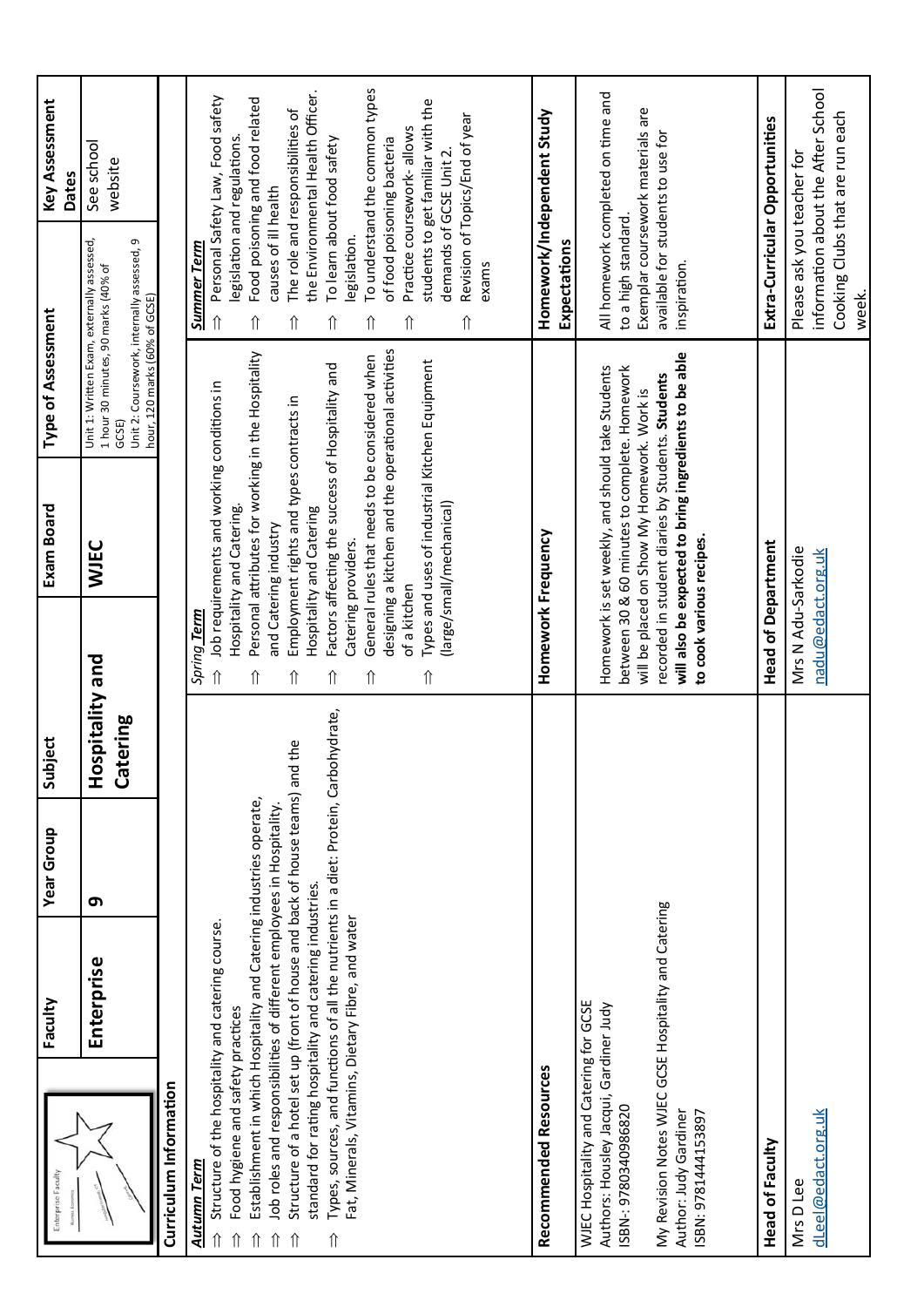| | Faculty | Year Group | Subject | Exam Board | Type of Assessment | Key Assessment Dates |
|---|---|---|---|---|---|---|
| Enterprise Faculty | **Enterprise** | **9** | **Hospitality and Catering** | **WJEC** | Unit 1: Written Exam, externally assessed, 1 hour 30 minutes, 90 marks (40% of GCSE) Unit 2: Coursework, internally assessed, 9 hour, 120 marks (60% of GCSE) | See school website |

## Curriculum Information

***Autumn Term***

- ⇒ Structure of the hospitality and catering course.
- ⇒ Food hygiene and safety practices
- ⇒ Establishment in which Hospitality and Catering industries operate,
- ⇒ Job roles and responsibilities of different employees in Hospitality.
- ⇒ Structure of a hotel set up (front of house and back of house teams) and the standard for rating hospitality and catering industries.
- ⇒ Types, sources, and functions of all the nutrients in a diet: Protein, Carbohydrate, Fat, Minerals, Vitamins, Dietary Fibre, and water

*Spring **Term***

- ⇒ Job requirements and working conditions in Hospitality and Catering.
- ⇒ Personal attributes for working in the Hospitality and Catering industry
- ⇒ Employment rights and types contracts in Hospitality and Catering
- ⇒ Factors affecting the success of Hospitality and Catering providers.
- ⇒ General rules that needs to be considered when designing a kitchen and the operational activities of a kitchen
- ⇒ Types and uses of industrial Kitchen Equipment (large/small/mechanical)

***Summer Term***

- ⇒ Personal Safety Law, Food safety legislation and regulations.
- ⇒ Food poisoning and food related causes of ill health
- ⇒ The role and responsibilities of the Environmental Health Officer.
- ⇒ To learn about food safety legislation.
- ⇒ To understand the common types of food poisoning bacteria
- ⇒ Practice coursework- allows students to get familiar with the demands of GCSE Unit 2.
- ⇒ Revision of Topics/End of year exams

| Recommended Resources | Homework Frequency | Homework/Independent Study Expectations |
|---|---|---|
| WJEC Hospitality and Catering for GCSE<br>Authors: Housley Jacqui, Gardiner Judy<br>ISBN-: 9780340986820<br><br>My Revision Notes WJEC GCSE Hospitality and Catering<br>Author: Judy Gardiner<br>ISBN: 9781444153897 | Homework is set weekly, and should take Students between 30 & 60 minutes to complete. Homework will be placed on Show My Homework. Work is recorded in student diaries by Students. **Students will also be expected to bring ingredients to be able to cook various recipes.** | All homework completed on time and to a high standard.<br>Exemplar coursework materials are available for students to use for inspiration. |

| Head of Faculty | Head of Department | Extra-Curricular Opportunities |
|---|---|---|
| Mrs D Lee<br>dLeel@edact.org.uk | Mrs N Adu-Sarkodie<br>nadu@edact.org.uk | Please ask you teacher for information about the After School Cooking Clubs that are run each week. |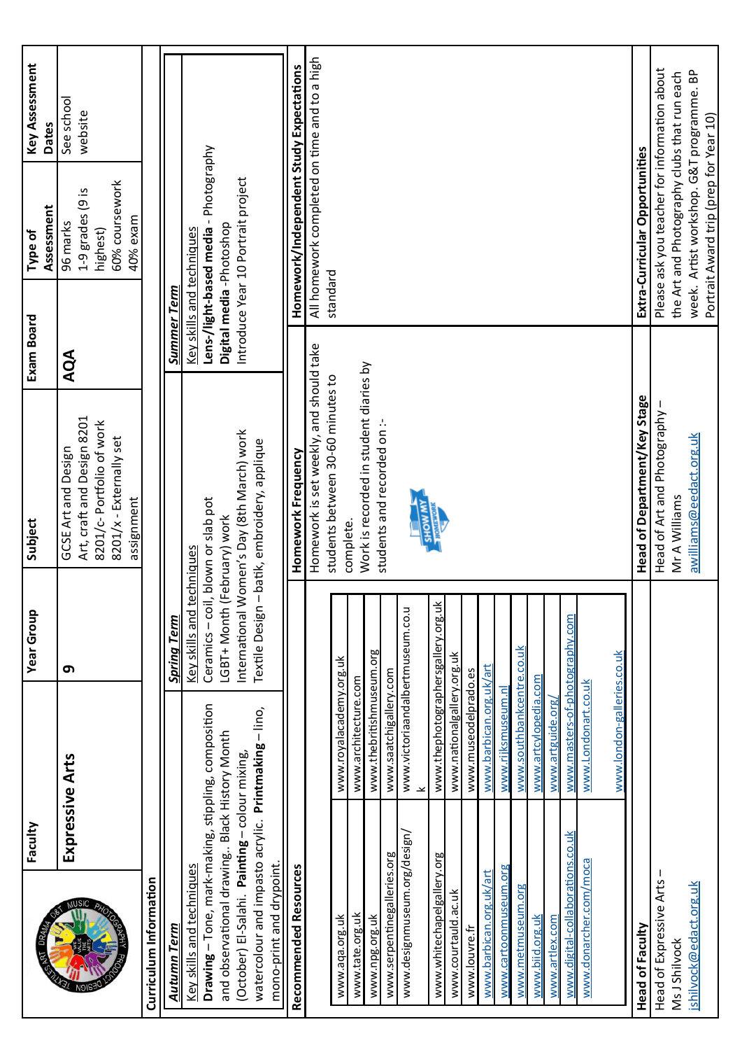| Faculty | Year Group | Subject | Exam Board | Type of Assessment | Key Assessment Dates |
|---|---|---|---|---|---|
| **Expressive Arts** | **9** | GCSE Art and Design Art, craft and Design 8201 8201/c- Portfolio of work 8201/x - Externally set assignment | **AQA** | 96 marks 1-9 grades (9 is highest) 60% coursework 40% exam | See school website |

## Curriculum Information

| *Autumn Term* | *Spring Term* | *Summer Term* |
|---|---|---|
| Key skills and techniques<br>**Drawing** – Tone, mark-making, stippling, composition and observational drawing.. Black History Month (October) El-Salahi. **Painting** – colour mixing, watercolour and impasto acrylic. **Printmaking** – lino, mono-print and drypoint. | Key skills and techniques<br>Ceramics – coil, blown or slab pot<br>LGBT+ Month (February) work<br>International Women's Day (8th March) work<br>Textile Design – batik, embroidery, applique | Key skills and techniques<br>**Lens-/light-based media** - Photography<br>**Digital media** -Photoshop<br>Introduce Year 10 Portrait project |

## Recommended Resources

| | |
|---|---|
| www.aqa.org.uk | www.royalacademy.org.uk |
| www.tate.org.uk | www.architecture.com |
| www.npg.org.uk | www.thebritishmuseum.org |
| www.serpentinegalleries.org | www.saatchigallery.com |
| www.designmuseum.org/design/ | www.victoriaandalbertmuseum.co.uk |
| www.whitechapelgallery.org | www.thephotographersgallery.org.uk |
| www.courtauld.ac.uk | www.nationalgallery.org.uk |
| www.louvre.fr | www.museodelprado.es |
| www.barbican.org.uk/art | www.barbican.org.uk/art |
| www.cartoonmuseum.org | www.rijksmuseum.nl |
| www.metmuseum.org | www.southbankcentre.co.uk |
| www.biid.org.uk | www.artcyclopedia.com |
| www.artlex.com | www.artguide.org/ |
| www.digital-collaborations.co.uk | www.masters-of-photography.com |
| www.donarcher.com/moca | www.Londonart.co.uk |
| | www.london-galleries.co.uk |

## Homework Frequency

Homework is set weekly, and should take students between 30-60 minutes to complete.

Work is recorded in student diaries by students and recorded on :-

## Homework/Independent Study Expectations

All homework completed on time and to a high standard

## Head of Faculty

Head of Expressive Arts –
Ms J Shilvock
jshilvock@eedact.org.uk

## Head of Department/Key Stage

Head of Art and Photography –
Mr A Williams
awilliams@eedact.org.uk

## Extra-Curricular Opportunities

Please ask you teacher for information about the Art and Photography clubs that run each week. Artist workshop. G&T programme. BP Portrait Award trip (prep for Year 10)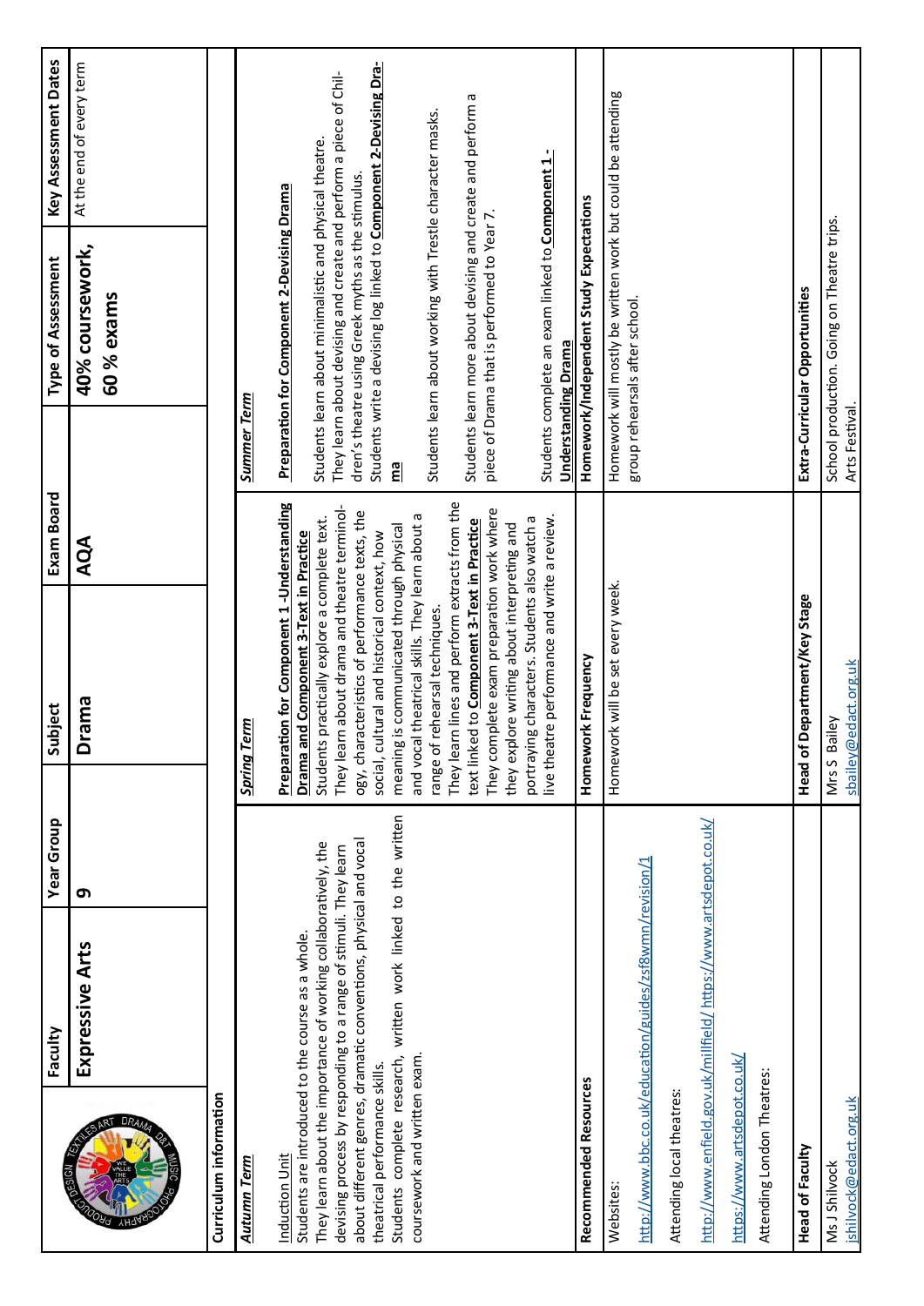| Faculty | Year Group | Subject | Exam Board | Type of Assessment | Key Assessment Dates |
|---|---|---|---|---|---|
| **Expressive Arts** | **9** | **Drama** | **AQA** | **40% coursework, 60 % exams** | At the end of every term |

**Curriculum information**

| Autumn Term | Spring Term | Summer Term |
|---|---|---|
| Induction Unit<br>Students are introduced to the course as a whole.<br>They learn about the importance of working collaboratively, the devising process by responding to a range of stimuli. They learn about different genres, dramatic conventions, physical and vocal theatrical performance skills.<br>Students complete research, written work linked to the written coursework and written exam. | **Preparation for Component 1 -Understanding Drama and Component 3-Text in Practice**<br>Students practically explore a complete text.<br>They learn about drama and theatre terminology, characteristics of performance texts, the social, cultural and historical context, how meaning is communicated through physical and vocal theatrical skills. They learn about a range of rehearsal techniques.<br>They learn lines and perform extracts from the text linked to **Component 3-Text in Practice**<br>They complete exam preparation work where they explore writing about interpreting and portraying characters. Students also watch a live theatre performance and write a review. | **Preparation for Component 2-Devising Drama**<br>Students learn about minimalistic and physical theatre.<br>They learn about devising and create and perform a piece of Children's theatre using Greek myths as the stimulus.<br>Students write a devising log linked to **Component 2-Devising Drama**<br>Students learn about working with Trestle character masks.<br>Students learn more about devising and create and perform a piece of Drama that is performed to Year 7.<br>Students complete an exam linked to **Component 1 - Understanding Drama** |

| Recommended Resources | Homework Frequency | Homework/Independent Study Expectations |
|---|---|---|
| Websites:<br>http://www.bbc.co.uk/education/guides/zsf8wmn/revision/1<br>Attending local theatres:<br>http://www.enfield.gov.uk/millfield/ https://www.artsdepot.co.uk/<br>https://www.artsdepot.co.uk/<br>Attending London Theatres: | Homework will be set every week. | Homework will mostly be written work but could be attending group rehearsals after school. |

| Head of Faculty | Head of Department/Key Stage | Extra-Curricular Opportunities |
|---|---|---|
| Ms J Shilvock<br>jshilvock@edact.org.uk | Mrs S Bailey<br>sbailey@edact.org.uk | School production. Going on Theatre trips. Arts Festival. |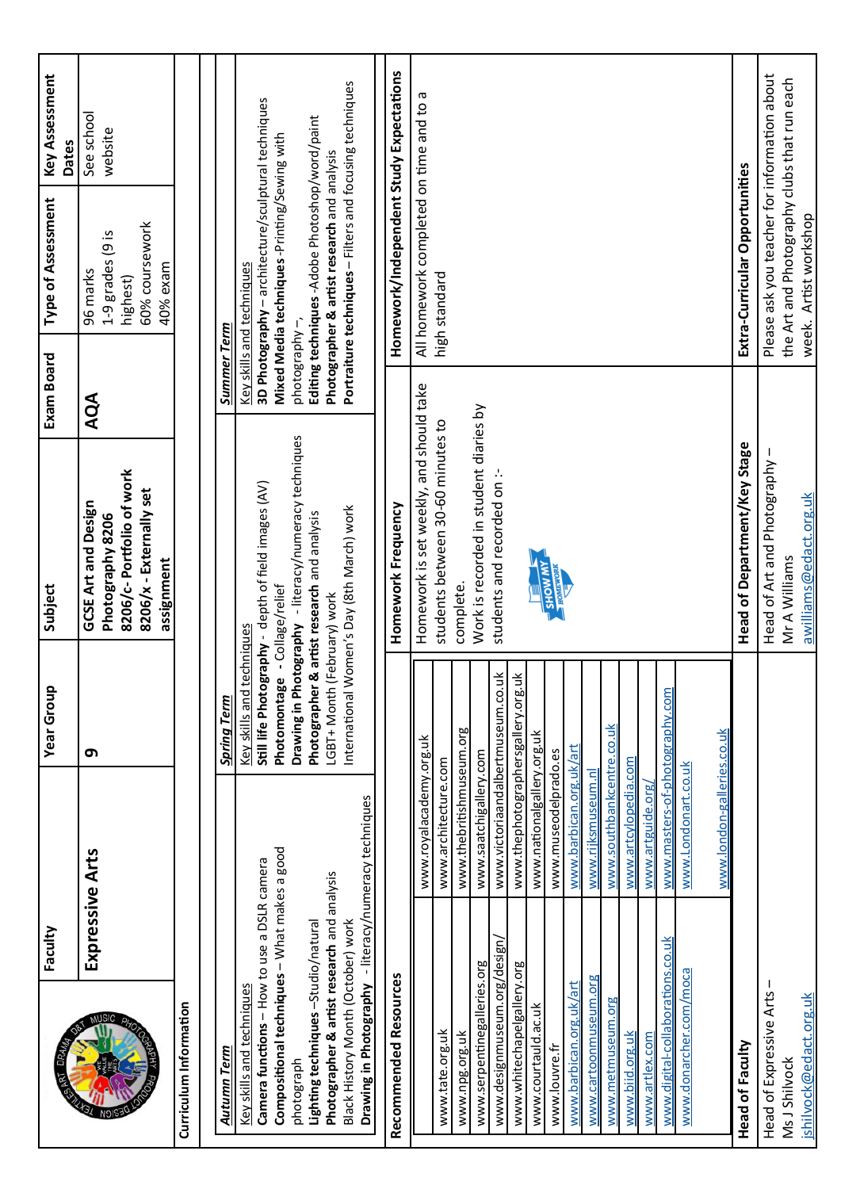| | Faculty | Year Group | Subject | Exam Board | Type of Assessment | Key Assessment Dates |
|---|---|---|---|---|---|---|
| | **Expressive Arts** | **9** | **GCSE Art and Design Photography 8206 8206/c- Portfolio of work 8206/x - Externally set assignment** | **AQA** | 96 marks 1-9 grades (9 is highest) 60% coursework 40% exam | See school website |

## Curriculum Information

| Autumn Term | Spring Term | Summer Term |
|---|---|---|
| Key skills and techniques<br>**Camera functions** – How to use a DSLR camera<br>**Compositional techniques** – What makes a good photograph<br>**Lighting techniques** –Studio/natural<br>**Photographer & artist research** and analysis<br>Black History Month (October) work<br>**Drawing in Photography** - literacy/numeracy techniques | Key skills and techniques<br>**Still life Photography** - depth of field images (AV)<br>**Photomontage** - Collage/relief<br>**Drawing in Photography** - literacy/numeracy techniques<br>**Photographer & artist research** and analysis<br>LGBT+ Month (February) work<br>International Women's Day (8th March) work | Key skills and techniques<br>**3D Photography** – architecture/sculptural techniques<br>**Mixed Media techniques** -Printing/Sewing with photography –,<br>**Editing techniques** -Adobe Photoshop/word/paint<br>**Photographer & artist research** and analysis<br>**Portraiture techniques** – Filters and focusing techniques |

| Recommended Resources | | Homework Frequency | Homework/Independent Study Expectations |
|---|---|---|---|
| www.tate.org.uk<br>www.npg.org.uk<br>www.serpentinegalleries.org<br>www.designmuseum.org/design/<br>www.whitechapelgallery.org<br>www.courtauld.ac.uk<br>www.louvre.fr<br>www.barbican.org.uk/art<br>www.cartoonmuseum.org<br>www.metmuseum.org<br>www.biid.org.uk<br>www.artlex.com<br>www.digital-collaborations.co.uk<br>www.donarcher.com/moca | www.royalacademy.org.uk<br>www.architecture.com<br>www.thebritishmuseum.org<br>www.saatchigallery.com<br>www.victoriaandalbertmuseum.co.uk<br>www.thephotographersgallery.org.uk<br>www.nationalgallery.org.uk<br>www.museodelprado.es<br>www.barbican.org.uk/art<br>www.rijksmuseum.nl<br>www.southbankcentre.co.uk<br>www.artcylopedia.com<br>www.artguide.org/<br>www.masters-of-photography.com<br>www.Londonart.co.uk<br>www.london-galleries.co.uk | Homework is set weekly, and should take students between 30-60 minutes to complete.<br>Work is recorded in student diaries by students and recorded on :-<br>SHOW MY HOMEWORK | All homework completed on time and to a high standard |

| Head of Faculty | Head of Department/Key Stage | Extra-Curricular Opportunities |
|---|---|---|
| Head of Expressive Arts – Ms J Shilvock<br>jshilvock@edact.org.uk | Head of Art and Photography – Mr A Williams<br>awilliams@edact.org.uk | Please ask you teacher for information about the Art and Photography clubs that run each week. Artist workshop |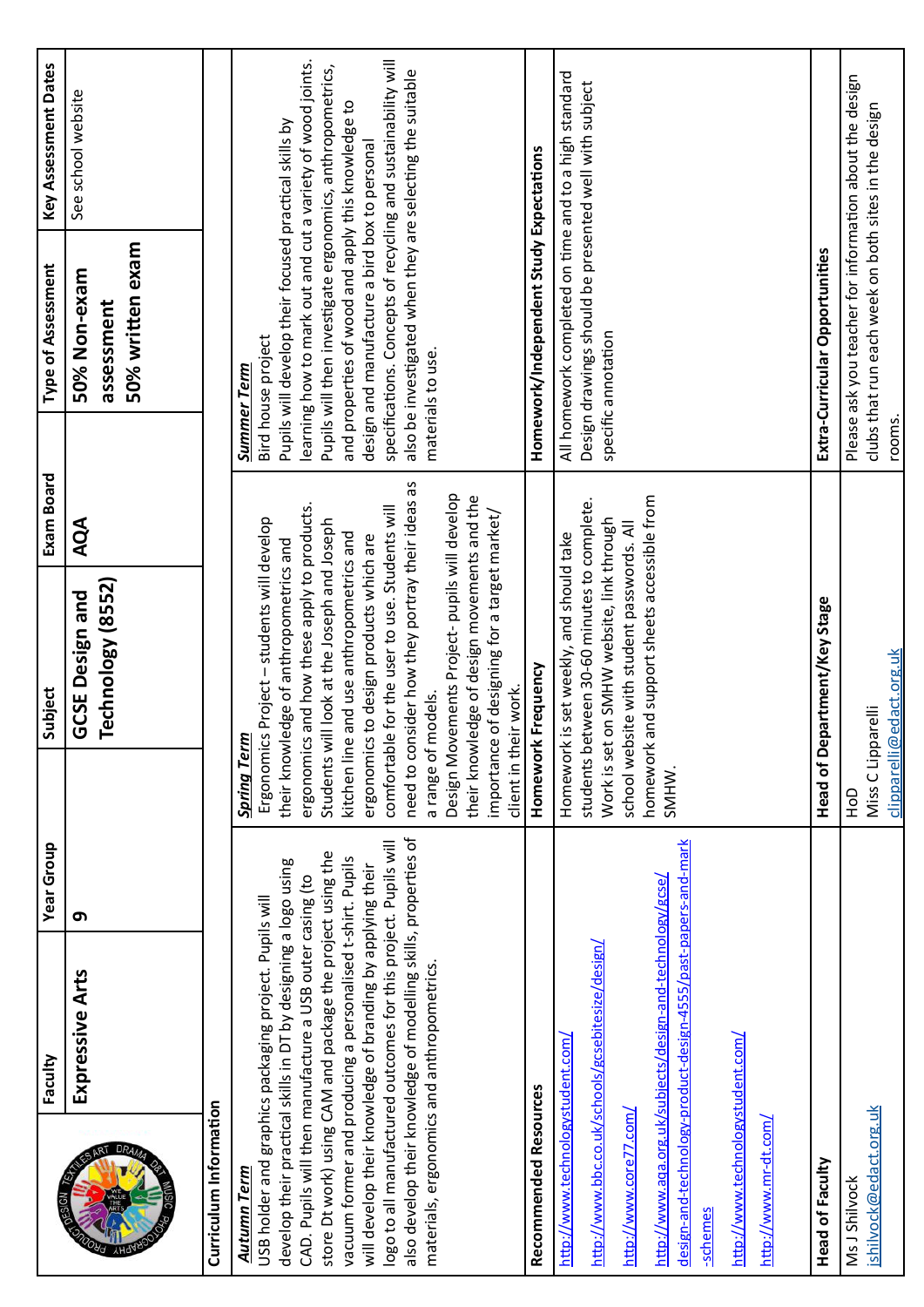| | Faculty | Year Group | Subject | Exam Board | Type of Assessment | Key Assessment Dates |
|---|---|---|---|---|---|---|
| | **Expressive Arts** | **9** | **GCSE Design and Technology (8552)** | **AQA** | **50% Non-exam assessment 50% written exam** | See school website |

## Curriculum Information

***Autumn Term***

USB holder and graphics packaging project. Pupils will develop their practical skills in DT by designing a logo using CAD. Pupils will then manufacture a USB outer casing (to store Dt work) using CAM and package the project using the vacuum former and producing a personalised t-shirt. Pupils will develop their knowledge of branding by applying their logo to all manufactured outcomes for this project. Pupils will also develop their knowledge of modelling skills, properties of materials, ergonomics and anthropometrics.

***Spring Term***

Ergonomics Project – students will develop their knowledge of anthropometrics and ergonomics and how these apply to products. Students will look at the Joseph and Joseph kitchen line and use anthropometrics and ergonomics to design products which are comfortable for the user to use. Students will need to consider how they portray their ideas as a range of models.

Design Movements Project- pupils will develop their knowledge of design movements and the importance of designing for a target market/ client in their work.

***Summer Term***

Bird house project

Pupils will develop their focused practical skills by learning how to mark out and cut a variety of wood joints. Pupils will then investigate ergonomics, anthropometrics, and properties of wood and apply this knowledge to design and manufacture a bird box to personal specifications. Concepts of recycling and sustainability will also be investigated when they are selecting the suitable materials to use.

## Recommended Resources

- http://www.technologystudent.com/
- http://www.bbc.co.uk/schools/gcsebitesize/design/
- http://www.core77.com/
- http://www.aqa.org.uk/subjects/design-and-technology/gcse/design-and-technology-product-design-4555/past-papers-and-mark-schemes
- http://www.technologystudent.com/
- http://www.mr-dt.com/

## Homework Frequency

Homework is set weekly, and should take students between 30-60 minutes to complete. Work is set on SMHW website, link through school website with student passwords. All homework and support sheets accessible from SMHW.

## Homework/Independent Study Expectations

All homework completed on time and to a high standard

Design drawings should be presented well with subject specific annotation

| Head of Faculty | Head of Department/Key Stage | Extra-Curricular Opportunities |
|---|---|---|
| Ms J Shilvock<br>jshilvock@edact.org.uk | HoD<br>Miss C Lipparelli<br>clipparelli@edact.org.uk | Please ask you teacher for information about the design clubs that run each week on both sites in the design rooms. |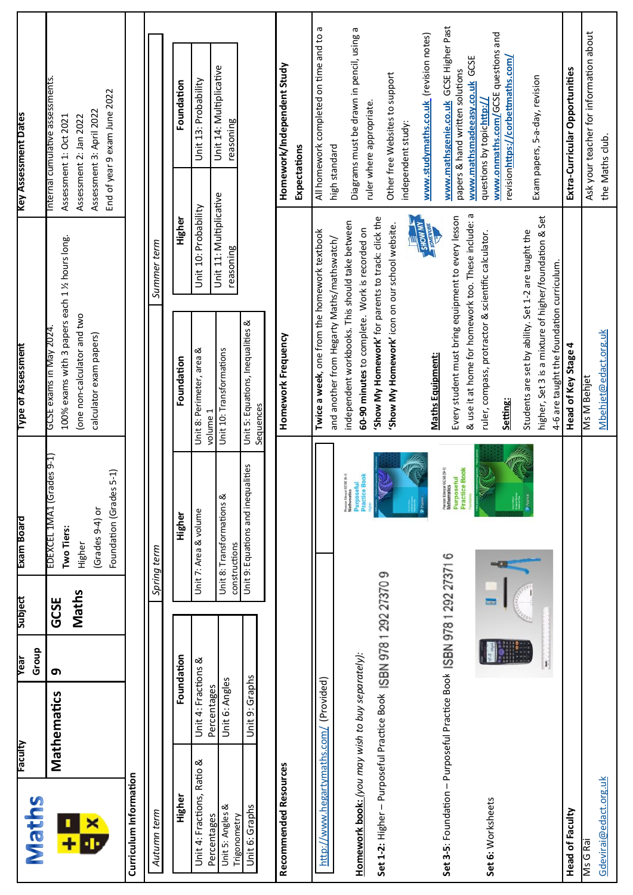# Maths

| Faculty | Year Group | Subject | Exam Board | Type of Assessment | Key Assessment Dates |
|---|---|---|---|---|---|
| **Mathematics** | **9** | **GCSE Maths** | EDEXCEL 1MA1 (Grades 9-1) Two Tiers: Higher (Grades 9-4) or Foundation (Grades 5-1) | GCSE exams in May 2024. 100% exams with 3 papers each 1 ½ hours long. (one non-calculator and two calculator exam papers) | Internal cumulative assessments. Assessment 1: Oct 2021 Assessment 2: Jan 2022 Assessment 3: April 2022 End of year 9 exam June 2022 |

## Curriculum Information

| *Autumn term* | | *Spring term* | | *Summer term* | |
|---|---|---|---|---|---|
| **Higher** | **Foundation** | **Higher** | **Foundation** | **Higher** | **Foundation** |
| Unit 4: Fractions, Ratio & Percentages | Unit 4: Fractions & Percentages | Unit 7: Area & volume | Unit 8: Perimeter, area & volume 1 | Unit 10: Probability | Unit 13: Probability |
| Unit 5: Angles & Trigonometry | Unit 6: Angles | Unit 8: Transformations & constructions | Unit 10: Transformations | Unit 11: Multiplicative reasoning | Unit 14: Multiplicative reasoning |
| Unit 6: Graphs | Unit 9: Graphs | Unit 9: Equations and inequalities | Unit 5: Equations, Inequalities & Sequences | | |

| Recommended Resources | Homework Frequency | Homework/Independent Study Expectations |
|---|---|---|
| http://www.hegartymaths.com/ (Provided)<br><br>**Homework book:** *(you may wish to buy separately):*<br><br>**Set 1-2:** Higher – Purposeful Practice Book ISBN 978 1 292 27370 9<br><br>**Set 3-5:** Foundation – Purposeful Practice Book ISBN 978 1 292 27371 6<br><br>**Set 6:** Worksheets | **Twice a week**, one from the homework textbook and another from Hegarty Maths/mathswatch/ independent workbooks. This should take between **60-90 minutes** to complete. Work is recorded on **'Show My Homework'** for parents to track: click the **'Show My Homework'** icon on our school website.<br><br>**Maths Equipment:**<br>Every student must bring equipment to every lesson & use it at home for homework too. These include: a ruler, compass, protractor & scientific calculator.<br><br>**Setting:**<br>Students are set by ability. Set 1-2 are taught the higher, Set 3 is a mixture of higher/foundation & Set 4-6 are taught the foundation curriculum. | All homework completed on time and to a high standard<br><br>Diagrams must be drawn in pencil, using a ruler where appropriate.<br><br>Other free Websites to support independent study:<br><br>www.studymaths.co.uk (revision notes)<br>www.mathsgenie.co.uk GCSE Higher Past papers & hand written solutions<br>www.mathsmadeeasy.co.uk GCSE questions by topic http://<br>www.onmaths.com/ GCSE questions and revision https://corbettmaths.com/<br><br>Exam papers, 5-a-day, revision |
| **Head of Faculty** | **Head of Key Stage 4** | **Extra-Curricular Opportunities** |
| Ms G Rai<br>Gdevirai@edact.org.uk | Ms M Behjet<br>Mbehjet@edact.org.uk | Ask your teacher for information about the Maths club. |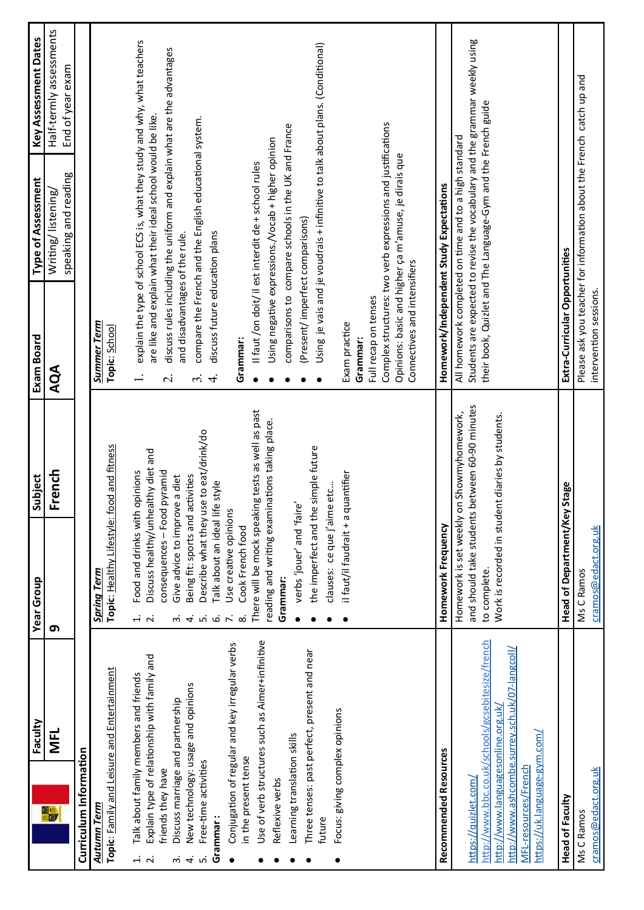| Faculty | Year Group | Subject | Exam Board | Type of Assessment | Key Assessment Dates |
|---|---|---|---|---|---|
| MFL | 9 | French | AQA | Writing/ listening/ speaking and reading | Half-termly assessments<br>End of year exam |

## Curriculum Information

### *Autumn Term*

**Topic**: Family and Leisure and Entertainment

1. Talk about family members and friends
2. Explain type of relationship with family and friends they have
3. Discuss marriage and partnership
4. New technology: usage and opinions
5. Free-time activities

**Grammar :**

- Conjugation of regular and key irregular verbs in the present tense
- Use of verb structures such as Aimer+infinitive
- Reflexive verbs
- Learning translation skills
- Three tenses: past perfect, present and near future
- Focus: giving complex opinions

### *Spring Term*

**Topic**: Healthy Lifestyle: food and fitness

1. Food and drinks with opinions
2. Discuss healthy/unhealthy diet and consequences – Food pyramid
3. Give advice to improve a diet
4. Being fit: sports and activities
5. Describe what they use to eat/drink/do
6. Talk about an ideal life style
7. Use creative opinions
8. Cook French food

There will be mock speaking tests as well as past reading and writing examinations taking place.

**Grammar:**

- verbs 'jouer' and 'faire'
- the imperfect and the simple future
- clauses: ce que j'aime etc…
- il faut/il faudrait + a quantifier

### *Summer Term*

**Topic**: School

1. explain the type of school ECS is, what they study and why, what teachers are like and explain what their ideal school would be like.
2. discuss rules including the uniform and explain what are the advantages and disadvantages of the rule.
3. compare the French and the English educational system.
4. discuss future education plans

**Grammar:**

- Il faut /on doit/ il est interdit de + school rules
- Using negative expressions./Vocab + higher opinion
- comparisons to compare schools in the UK and France (Present/ imperfect comparisons)
- Using je vais and je voudrais + infinitive to talk about plans. (Conditional)

Exam practice

**Grammar:**

Full recap on tenses

Complex structures: two verb expressions and justifications

Opinions: basic and higher ça m'amuse, je dirais que

Connectives and intensifiers

| Recommended Resources | Homework Frequency | Homework/Independent Study Expectations |
|---|---|---|
| https://quizlet.com/<br>http://www.bbc.co.uk/schools/gcsebitesize/french<br>http://www.languagesonline.org.uk/<br>http://www.ashcombe.surrey.sch.uk/07-langcoll/MFL-resources/French<br>https://uk.language-gym.com/ | Homework is set weekly on Showmyhomework, and should take students between 60-90 minutes to complete.<br>Work is recorded in student diaries by students. | All homework completed on time and to a high standard<br>Students are expected to revise the vocabulary and the grammar weekly using their book, Quizlet and The Language-Gym and the French guide |

| Head of Faculty | Head of Department/Key Stage | Extra-Curricular Opportunities |
|---|---|---|
| Ms C Ramos<br>cramos@edact.org.uk | Ms C Ramos<br>cramos@edact.org.uk | Please ask you teacher for information about the French catch up and intervention sessions. |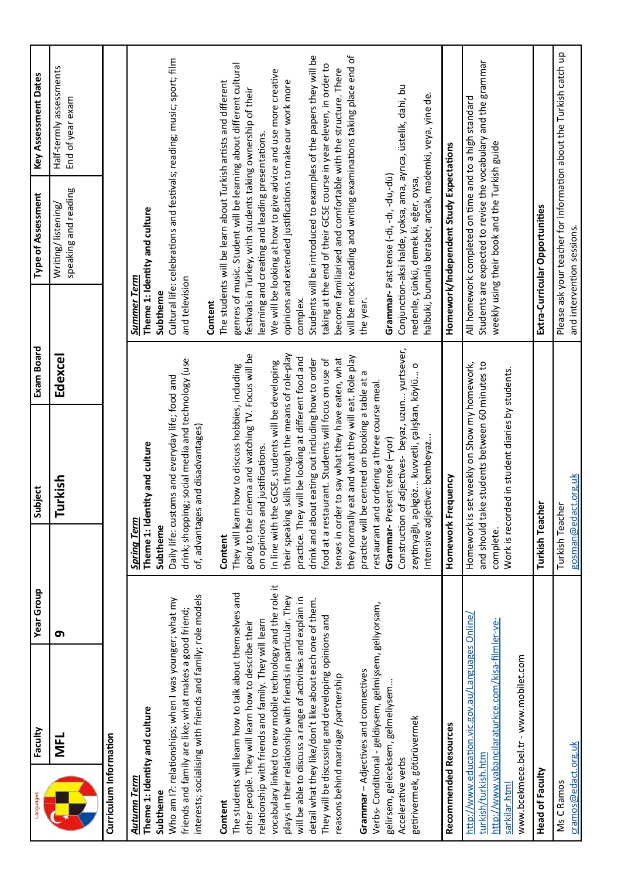| Faculty | Year Group | Subject | Exam Board | Type of Assessment | Key Assessment Dates |
|---|---|---|---|---|---|
| **MFL** | **9** | **Turkish** | **Edexcel** | Writing/ listening/ speaking and reading | Half-termly assessments End of year exam |

**Curriculum Information**

| | | |
|---|---|---|
| ***Autumn Term***<br>**Theme 1: Identity and culture**<br>**Subtheme**<br>Who am I?: relationships; when I was younger; what my friends and family are like; what makes a good friend; interests; socialising with friends and family; role models<br><br>**Content**<br>The students will learn how to talk about themselves and other people. They will learn how to describe their relationship with friends and family. They will learn vocabulary linked to new mobile technology and the role it plays in their relationship with friends in particular. They will be able to discuss a range of activities and explain in detail what they like/don't like about each one of them. They will be discussing and developing opinions and reasons behind marriage /partnership<br><br>**Grammar** – Adjectives and connectives<br>Verbs- Conditional - geldiysem, gelmişsem, geliyorsam, gelirsem, geleceksem, gelmeliysem…<br>Accelerative verbs<br>getirivermek, götürüvermek | ***Spring Term***<br>**Theme 1: Identity and culture**<br>**Subtheme**<br>Daily life: customs and everyday life; food and drink; shopping; social media and technology (use of, advantages and disadvantages)<br><br>**Content**<br>They will learn how to discuss hobbies, including going to the cinema and watching TV. Focus will be on opinions and justifications.<br>In line with the GCSE, students will be developing their speaking skills through the means of role-play practice. They will be looking at different food and drink and about eating out including how to order food at a restaurant. Students will focus on use of tenses in order to say what they have eaten, what they normally eat and what they will eat. Role play practice will be centred on booking a table at a restaurant and ordering a three course meal.<br>**Grammar**- Present tense (–yor)<br>Construction of adjectives- beyaz, uzun… yurtsever, zeytinyağlı, açıkgöz… kuvvetli, çalışkan, köylü… o<br>Intensive adjective: bembeyaz… | ***Summer Term***<br>**Theme 1: Identity and culture**<br>**Subtheme**<br>Cultural life: celebrations and festivals; reading; music; sport; film and television<br><br>**Content**<br>The students will be learn about Turkish artists and different genres of music. Student will be learning about different cultural festivals in Turkey, with students taking ownership of their learning and creating and leading presentations.<br>We will be looking at how to give advice and use more creative opinions and extended justifications to make our work more complex.<br>Students will be introduced to examples of the papers they will be taking at the end of their GCSE course in year eleven, in order to become familiarised and comfortable with the structure. There will be mock reading and writing examinations taking place end of the year.<br><br>**Grammar**- Past tense (-di, -dı, -du,-dü)<br>Conjunction-aksi halde, yoksa, ama, ayrıca, üstelik, dahi, bu nedenle, çünkü, demek ki, eğer, oysa, halbuki, bununla beraber, ancak, mademki, veya, yine de. |
| **Recommended Resources** | **Homework Frequency** | **Homework/Independent Study Expectations** |
| http://www.education.vic.gov.au/Languages Online/turkish/turkish.htm<br>http://www.yabancilaraturkce.com/kisa-filmler-ve-sarkilar.html<br>www.bcekmece.bel.tr - www.mobilet.com | Homework is set weekly on Show my homework, and should take students between 60 minutes to complete.<br>Work is recorded in student diaries by students. | All homework completed on time and to a high standard<br>Students are expected to revise the vocabulary and the grammar weekly using their book and the Turkish guide |
| **Head of Faculty** | **Turkish Teacher** | **Extra-Curricular Opportunities** |
| Ms C Ramos<br>cramos@edact.org.uk | Turkish Teacher<br>gosman@edact.org.uk | Please ask your teacher for information about the Turkish catch up and intervention sessions. |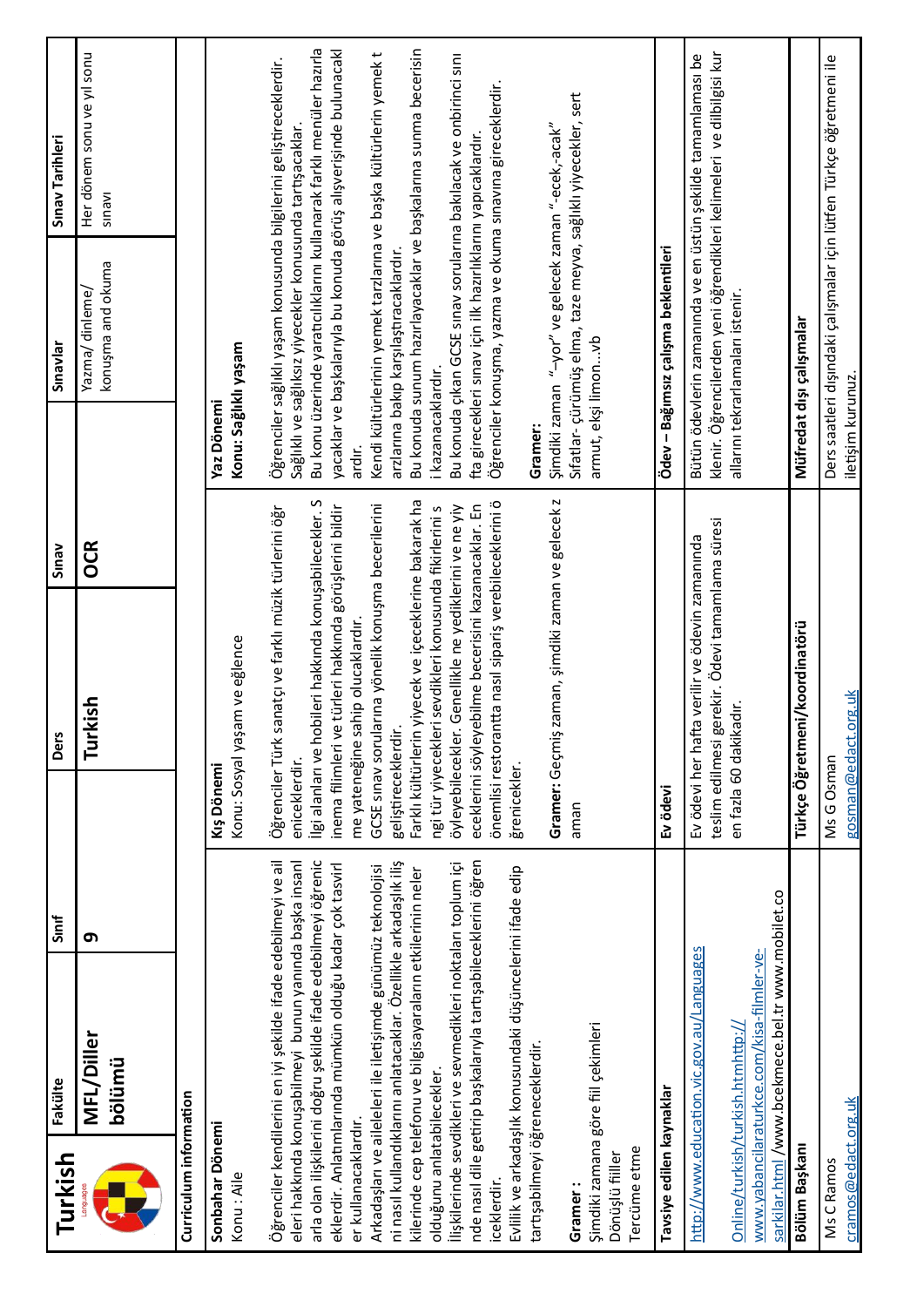# Turkish

| Fakülte | Sınıf | Ders | Sınav | Sınavlar | Sınav Tarihleri |
|---|---|---|---|---|---|
| MFL/Diller bölümü | 9 | Turkish | OCR | Yazma/ dinleme/ konuşma and okuma | Her dönem sonu ve yıl sonu sınavı |

**Curriculum information**

| Sonbahar Dönemi | Kış Dönemi | Yaz Dönemi |
|---|---|---|
| Konu : Aile<br><br>Öğrenciler kendilerini en iyi şekilde ifade edebilmeyi ve aileleri hakkında konuşabilmeyi bunun yanında başka insanlarla olan ilişkilerini doğru şekilde ifade edebilmeyi öğrenecekler. Anlatımlarında mümkün olduğu kadar çok tasvirler kullanacaklardır.<br>Arkadaşları ve aileleri ile iletişimde günümüz teknolojisini nasıl kullandıklarını anlatacaklar. Özellikle arkadaşlık ilişkilerinde cep telefonu ve bilgisayarların etkilerinin neler olduğunu anlatabilecekler.<br>İlişkilerinde sevdikleri ve sevmedikleri noktaları toplum içinde nasıl dile getirip başkalarıyla tartışabileceklerini öğrenecekler.<br>Evlilik ve arkadaşlık konusundaki düşüncelerini ifade edip tartışabilmeyi öğreneceklerdir.<br><br>**Gramer :**<br>Şimdiki zamana göre fiil çekimleri<br>Dönüşlü fiiller<br>Tercüme etme | Konu: Sosyal yaşam ve eğlence<br><br>Öğrenciler Türk sanatçı ve farklı müzik türlerini öğrenicekler.<br>İlgi alanları ve hobileri hakkında konuşabilecekler. Sinema filmleri ve türleri hakkında görüşlerini bildirme yateneğine sahip olucaklardır.<br>GCSE sınav sorularına yönelik konuşma becerilerini geliştireceklerdir.<br>Farklı kültürlerin yiyecek ve içeceklerine bakarak hangi tür yiyecekleri sevdikleri konusunda fikirlerini söyleyebilecekler. Genellikle ne yediklerini ve ne yiyeceklerini söyleyebilme becerisini kazanacaklar. En önemlisi restorantta nasıl sipariş verebileceklerini öğrenicekler.<br><br>**Gramer:** Geçmiş zaman, şimdiki zaman ve gelecek zaman | **Konu: Sağlıklı yaşam**<br><br>Öğrenciler sağlıklı yaşam konusunda bilgilerini geliştireceklerdir. Sağlıklı ve sağlıksız yiyecekler konusunda tartışacaklar.<br>Bu konu üzerinde yaratıcılıklarını kullanarak farklı menüler hazırlayacaklar ve başkalarıyla bu konuda görüş alışverişinde bulunacaklardır.<br>Kendi kültürlerinin yemek tarzlarına ve başka kültürlerin yemek tarzlarına bakıp karşılaştıracaklardır.<br>Bu konuda sunum hazırlayacaklar ve başkalarına sunma becerisini kazanacaklardır.<br>Bu konuda çıkan GCSE sınav sorularına bakılacak ve onbirinci sınıfta girecekleri sınav için ilk hazırlıklarını yapıcaklardır.<br>Öğrenciler konuşma, yazma ve okuma sınavına gireceklerdir.<br><br>**Gramer:**<br>Şimdiki zaman "–yor" ve gelecek zaman "-ecek,-acak"<br>Sıfatlar- çürümüş elma, taze meyva, sağlıklı yiyecekler, sert armut, ekşi limon...vb |

| Tavsiye edilen kaynaklar | Ev ödevi | Ödev – Bağımsız çalışma beklentileri |
|---|---|---|
| http://www.education.vic.gov.au/Languages Online/turkish/turkish.htmhttp:// www.yabancilaraturkce.com/kisa-filmler-ve-sarkilar.html /www.bcekmece.bel.tr www.mobilet.co | Ev ödevi her hafta verilir ve ödevin zamanında teslim edilmesi gerekir. Ödevi tamamlama süresi en fazla 60 dakikadır. | Bütün ödevlerin zamanında ve en üstün şekilde tamamlanması beklenir. Öğrencilerden yeni öğrendikleri kelimeleri ve dilbilgisi kurallarını tekrarlamaları istenir. |

| Bölüm Başkanı | Türkçe Öğretmeni/koordinatörü | Müfredat dışı çalışmalar |
|---|---|---|
| Ms C Ramos<br>cramos@edact.org.uk | Ms G Osman<br>gosman@edact.org.uk | Ders saatleri dışındaki çalışmalar için lütfen Türkçe öğretmeni ile iletişim kurunuz. |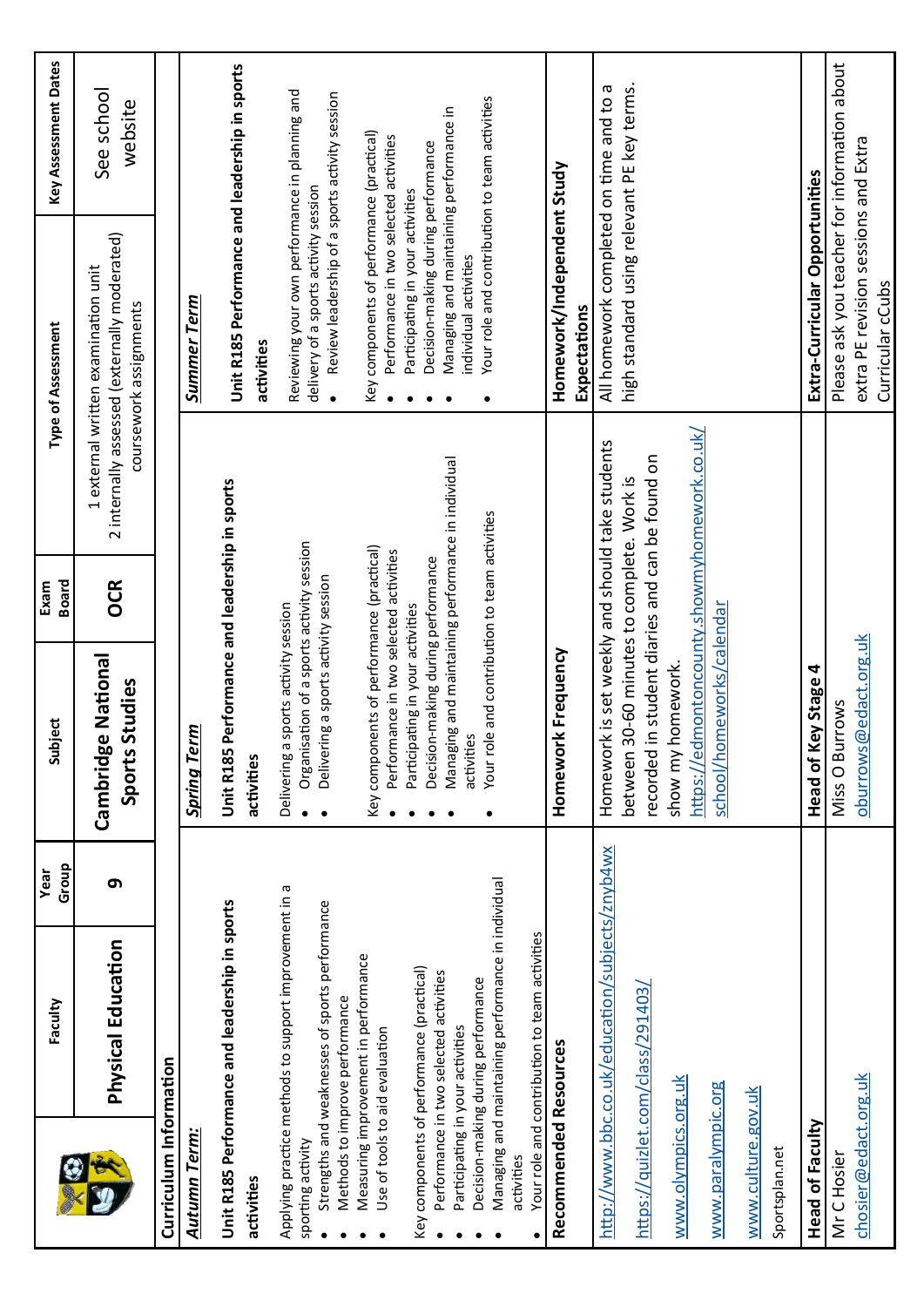| Faculty | Year Group | Subject | Exam Board | Type of Assessment | Key Assessment Dates |
|---|---|---|---|---|---|
| Physical Education | 9 | Cambridge National Sports Studies | OCR | 1 external written examination unit<br>2 internally assessed (externally moderated) coursework assignments | See school website |

## Curriculum Information

### *Autumn Term:*

**Unit R185 Performance and leadership in sports activities**

Applying practice methods to support improvement in a sporting activity
- Strengths and weaknesses of sports performance
- Methods to improve performance
- Measuring improvement in performance
- Use of tools to aid evaluation

Key components of performance (practical)
- Performance in two selected activities
- Participating in your activities
- Decision-making during performance
- Managing and maintaining performance in individual activities
- Your role and contribution to team activities

### *Spring Term*

**Unit R185 Performance and leadership in sports activities**

Delivering a sports activity session
- Organisation of a sports activity session
- Delivering a sports activity session

Key components of performance (practical)
- Performance in two selected activities
- Participating in your activities
- Decision-making during performance
- Managing and maintaining performance in individual activities
- Your role and contribution to team activities

### *Summer Term*

**Unit R185 Performance and leadership in sports activities**

Reviewing your own performance in planning and delivery of a sports activity session
- Review leadership of a sports activity session

Key components of performance (practical)
- Performance in two selected activities
- Participating in your activities
- Decision-making during performance
- Managing and maintaining performance in individual activities
- Your role and contribution to team activities

| Recommended Resources | Homework Frequency | Homework/Independent Study Expectations |
|---|---|---|
| http://www.bbc.co.uk/education/subjects/znyb4wx<br>https://quizlet.com/class/291403/<br>www.olympics.org.uk<br>www.paralympic.org<br>www.culture.gov.uk<br>Sportsplan.net | Homework is set weekly and should take students between 30-60 minutes to complete. Work is recorded in student diaries and can be found on show my homework.<br>https://edmontoncounty.showmyhomework.co.uk/school/homeworks/calendar | All homework completed on time and to a high standard using relevant PE key terms. |

| Head of Faculty | Head of Key Stage 4 | Extra-Curricular Opportunities |
|---|---|---|
| Mr C Hosier<br>chosier@edact.org.uk | Miss O Burrows<br>oburrows@edact.org.uk | Please ask you teacher for information about extra PE revision sessions and Extra Curricular cCubs |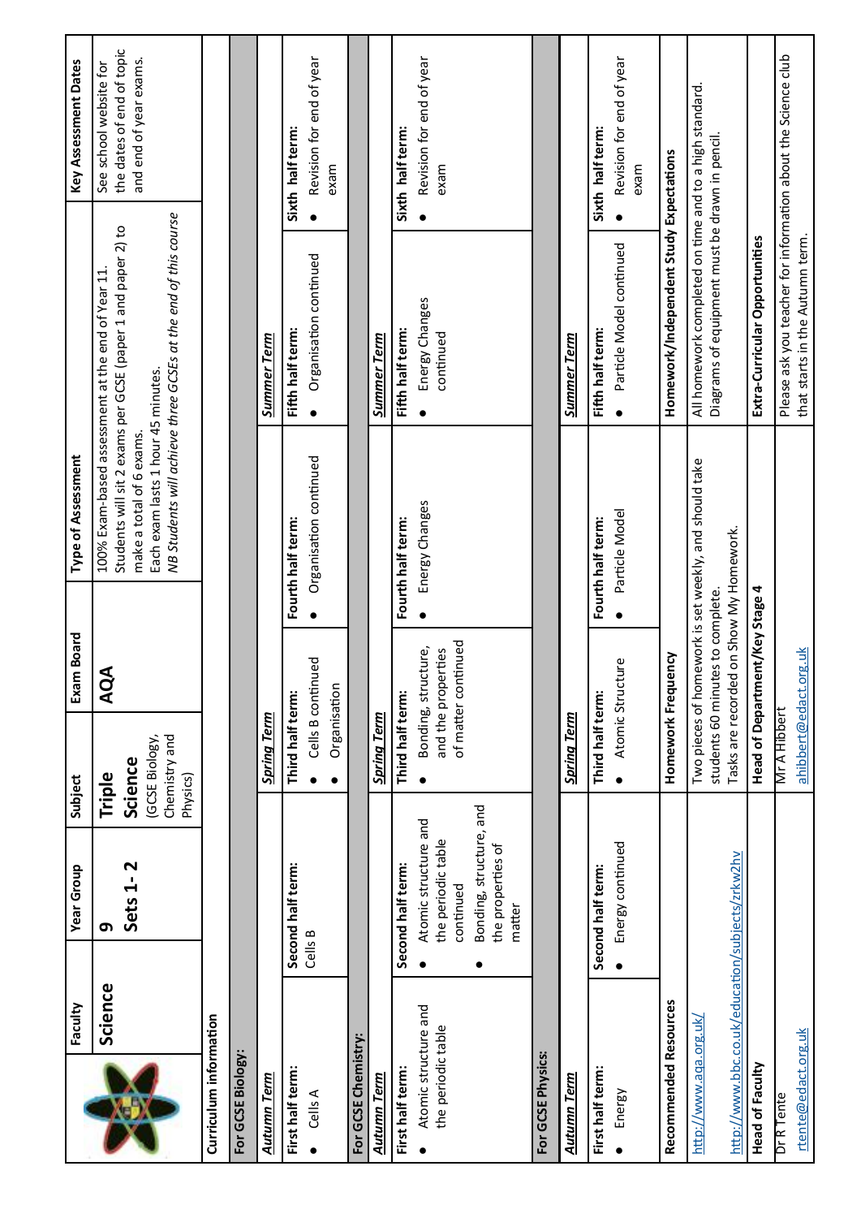| Faculty | Year Group | Subject | Exam Board | Type of Assessment | Key Assessment Dates |
|---|---|---|---|---|---|
| **Science** | **9**<br>**Sets 1- 2** | **Triple Science**<br>(GCSE Biology, Chemistry and Physics) | **AQA** | 100% Exam-based assessment at the end of Year 11.<br>Students will sit 2 exams per GCSE (paper 1 and paper 2) to make a total of 6 exams.<br>Each exam lasts 1 hour 45 minutes.<br>*NB Students will achieve three GCSEs at the end of this course* | See school website for the dates of end of topic and end of year exams. |

**Curriculum information**

**For GCSE Biology:**

| *Autumn Term* | | *Spring Term* | | *Summer Term* | |
|---|---|---|---|---|---|
| **First half term:**<br>• Cells A | **Second half term:**<br>Cells B | **Third half term:**<br>• Cells B continued<br>• Organisation | **Fourth half term:**<br>• Organisation continued | **Fifth half term:**<br>• Organisation continued | **Sixth half term:**<br>• Revision for end of year exam |

**For GCSE Chemistry:**

| *Autumn Term* | | *Spring Term* | | *Summer Term* | |
|---|---|---|---|---|---|
| **First half term:**<br>• Atomic structure and the periodic table | **Second half term:**<br>• Atomic structure and the periodic table continued<br>• Bonding, structure, and the properties of matter | **Third half term:**<br>• Bonding, structure, and the properties of matter continued | **Fourth half term:**<br>• Energy Changes | **Fifth half term:**<br>• Energy Changes continued | **Sixth half term:**<br>• Revision for end of year exam |

**For GCSE Physics:**

| *Autumn Term* | | *Spring Term* | | *Summer Term* | |
|---|---|---|---|---|---|
| **First half term:**<br>• Energy | **Second half term:**<br>• Energy continued | **Third half term:**<br>• Atomic Structure | **Fourth half term:**<br>• Particle Model | **Fifth half term:**<br>• Particle Model continued | **Sixth half term:**<br>• Revision for end of year exam |

| **Recommended Resources** | **Homework Frequency** | **Homework/Independent Study Expectations** |
|---|---|---|
| http://www.aqa.org.uk/<br>http://www.bbc.co.uk/education/subjects/zrkw2hv | Two pieces of homework is set weekly, and should take students 60 minutes to complete.<br>Tasks are recorded on Show My Homework. | All homework completed on time and to a high standard.<br>Diagrams of equipment must be drawn in pencil. |
| **Head of Faculty** | **Head of Department/Key Stage 4** | **Extra-Curricular Opportunities** |
| Dr R Tente<br>rtente@edact.org.uk | Mr A Hibbert<br>ahibbert@edact.org.uk | Please ask you teacher for information about the Science club that starts in the Autumn term. |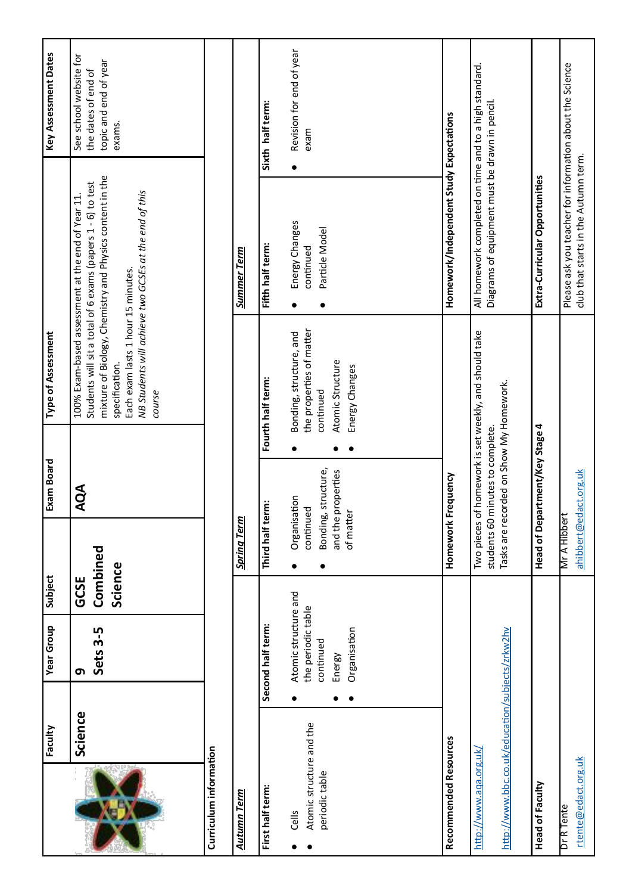| Faculty | Year Group | Subject | Exam Board | Type of Assessment | Key Assessment Dates |
|---|---|---|---|---|---|
| **Science** | **9 Sets 3-5** | **GCSE Combined Science** | **AQA** | 100% Exam-based assessment at the end of Year 11. Students will sit a total of 6 exams (papers 1 - 6) to test mixture of Biology, Chemistry and Physics content in the specification. Each exam lasts 1 hour 15 minutes. *NB Students will achieve two GCSEs at the end of this course* | See school website for the dates of end of topic and end of year exams. |

## Curriculum information

| *Autumn Term* | | *Spring Term* | | *Summer Term* | |
|---|---|---|---|---|---|
| **First half term:** | **Second half term:** | **Third half term:** | **Fourth half term:** | **Fifth half term:** | **Sixth half term:** |
| • Cells<br>• Atomic structure and the periodic table | • Atomic structure and the periodic table continued<br>• Energy<br>• Organisation | • Organisation continued<br>• Bonding, structure, and the properties of matter | • Bonding, structure, and the properties of matter continued<br>• Atomic Structure<br>• Energy Changes | • Energy Changes continued<br>• Particle Model | • Revision for end of year exam |

| Recommended Resources | Homework Frequency | Homework/Independent Study Expectations |
|---|---|---|
| http://www.aqa.org.uk/<br>http://www.bbc.co.uk/education/subjects/zrkw2hv | Two pieces of homework is set weekly, and should take students 60 minutes to complete. Tasks are recorded on Show My Homework. | All homework completed on time and to a high standard. Diagrams of equipment must be drawn in pencil. |

| Head of Faculty | Head of Department/Key Stage 4 | Extra-Curricular Opportunities |
|---|---|---|
| Dr R Tente<br>rtente@edact.org.uk | Mr A Hibbert<br>ahibbert@edact.org.uk | Please ask you teacher for information about the Science club that starts in the Autumn term. |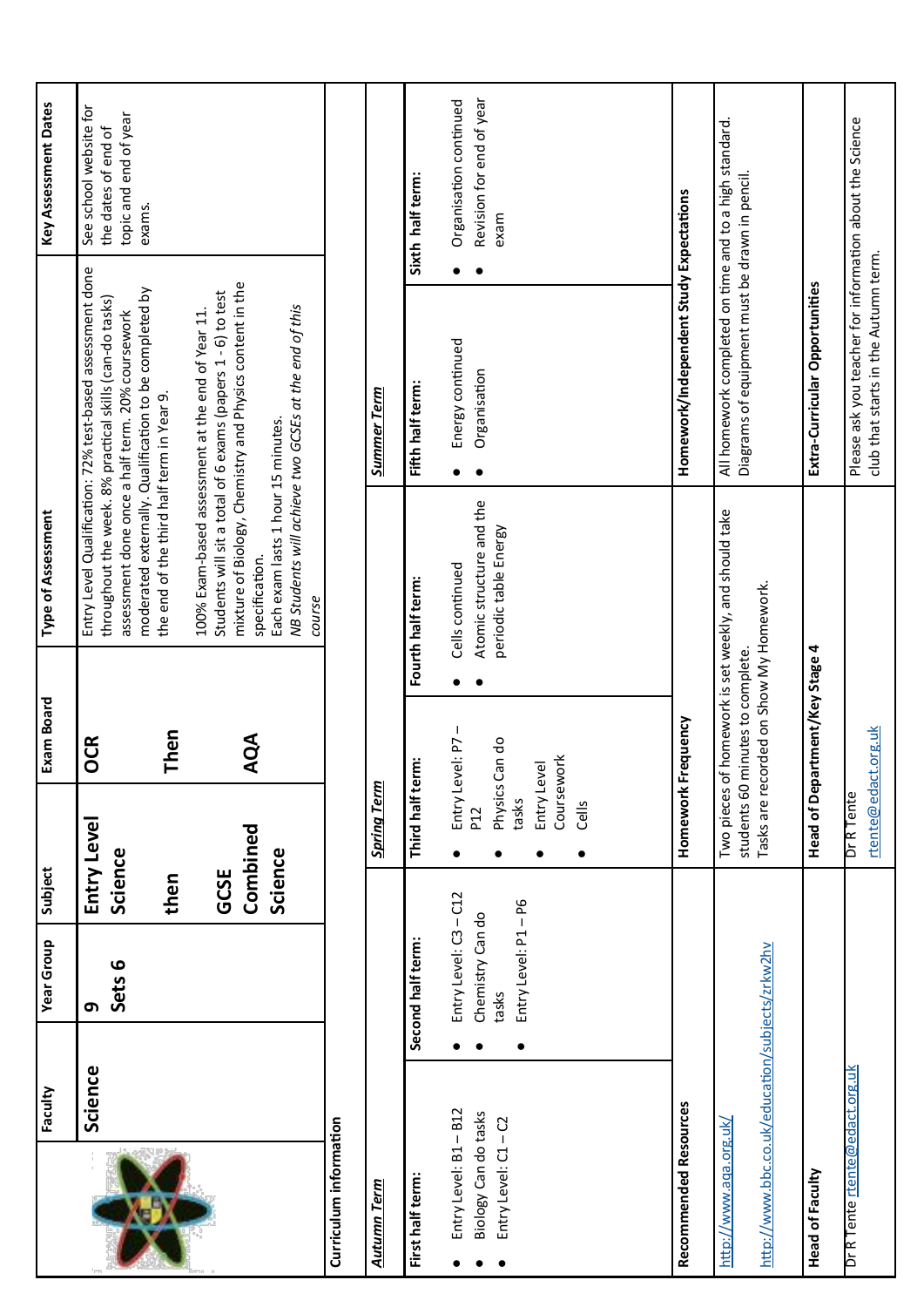| | Faculty | Year Group | Subject | Exam Board | Type of Assessment | Key Assessment Dates |
|---|---|---|---|---|---|---|
| | Science | 9 Sets 6 | Entry Level Science then GCSE Combined Science | OCR Then AQA | Entry Level Qualification: 72% test-based assessment done throughout the week. 8% practical skills (can-do tasks) assessment done once a half term. 20% coursework moderated externally. Qualification to be completed by the end of the third half term in Year 9. 100% Exam-based assessment at the end of Year 11. Students will sit a total of 6 exams (papers 1 - 6) to test mixture of Biology, Chemistry and Physics content in the specification. Each exam lasts 1 hour 15 minutes. *NB Students will achieve two GCSEs at the end of this course* | See school website for the dates of end of topic and end of year exams. |

**Curriculum information**

| *Autumn Term* | | *Spring Term* | | *Summer Term* | |
|---|---|---|---|---|---|
| **First half term:** | **Second half term:** | **Third half term:** | **Fourth half term:** | **Fifth half term:** | **Sixth half term:** |
| • Entry Level: B1 – B12<br>• Biology Can do tasks<br>• Entry Level: C1 – C2 | • Entry Level: C3 – C12<br>• Chemistry Can do tasks<br>• Entry Level: P1 – P6 | • Entry Level: P7 – P12<br>• Physics Can do tasks<br>• Entry Level Coursework<br>• Cells | • Cells continued<br>• Atomic structure and the periodic table Energy | • Energy continued<br>• Organisation | • Organisation continued<br>• Revision for end of year exam |

| **Recommended Resources** | **Homework Frequency** | **Homework/Independent Study Expectations** |
|---|---|---|
| http://www.aqa.org.uk/<br>http://www.bbc.co.uk/education/subjects/zrkw2hv | Two pieces of homework is set weekly, and should take students 60 minutes to complete. Tasks are recorded on Show My Homework. | All homework completed on time and to a high standard. Diagrams of equipment must be drawn in pencil. |
| **Head of Faculty** | **Head of Department/Key Stage 4** | **Extra-Curricular Opportunities** |
| Dr R Tente rtente@edact.org.uk | Dr R Tente<br>rtente@edact.org.uk | Please ask you teacher for information about the Science club that starts in the Autumn term. |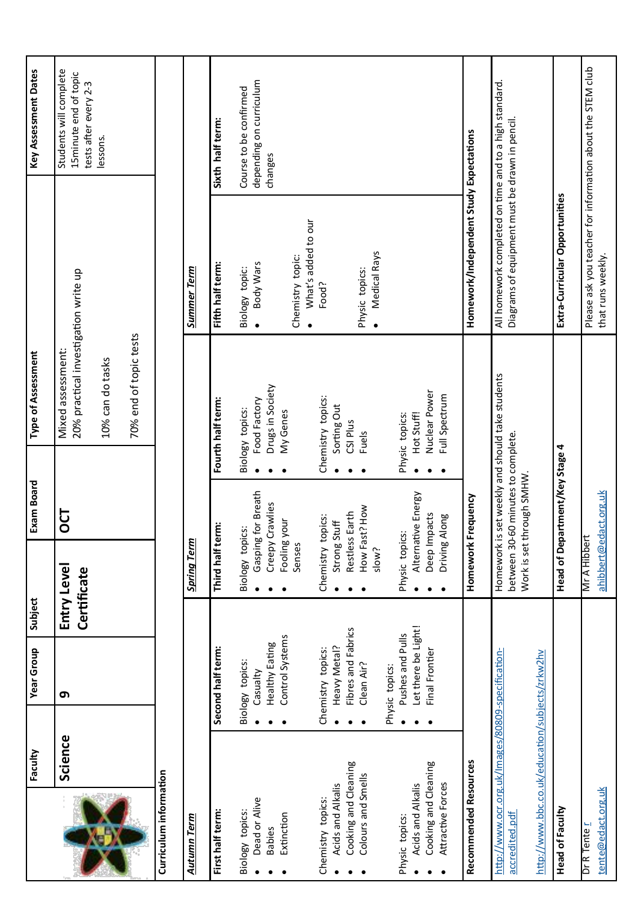| Faculty | Year Group | Subject | Exam Board | Type of Assessment | Key Assessment Dates |
|---|---|---|---|---|---|
| **Science** | **9** | **Entry Level Certificate** | **OCT** | Mixed assessment:<br>20% practical investigation write up<br>10% can do tasks<br>70% end of topic tests | Students will complete 15minute end of topic tests after every 2-3 lessons. |

## Curriculum information

### *Autumn Term*

**First half term:**

Biology topics:
- Dead or Alive
- Babies
- Extinction

Chemistry topics:
- Acids and Alkalis
- Cooking and Cleaning
- Colours and Smells

Physic topics:
- Acids and Alkalis
- Cooking and Cleaning
- Attractive Forces

**Second half term:**

Biology topics:
- Casualty
- Healthy Eating
- Control Systems

Chemistry topics:
- Heavy Metal?
- Fibres and Fabrics
- Clean Air?

Physic topics:
- Pushes and Pulls
- Let there be Light!
- Final Frontier

### *Spring Term*

**Third half term:**

Biology topics:
- Gasping for Breath
- Creepy Crawlies
- Fooling your Senses

Chemistry topics:
- Strong Stuff
- Restless Earth
- How Fast? How slow?

Physic topics:
- Alternative Energy
- Deep Impacts
- Driving Along

**Fourth half term:**

Biology topics:
- Food Factory
- Drugs in Society
- My Genes

Chemistry topics:
- Sorting Out
- CSI Plus
- Fuels

Physic topics:
- Hot Stuff!
- Nuclear Power
- Full Spectrum

### *Summer Term*

**Fifth half term:**

Biology topic:
- Body Wars

Chemistry topic:
- What's added to our Food?

Physic topics:
- Medical Rays

**Sixth half term:**

Course to be confirmed depending on curriculum changes

| Recommended Resources | Homework Frequency | Homework/Independent Study Expectations |
|---|---|---|
| http://www.ocr.org.uk/Images/80809-specification-accredited.pdf<br><br>http://www.bbc.co.uk/education/subjects/zrkw2hv | Homework is set weekly and should take students between 30-60 minutes to complete.<br>Work is set through SMHW. | All homework completed on time and to a high standard.<br>Diagrams of equipment must be drawn in pencil. |

| Head of Faculty | Head of Department/Key Stage 4 | Extra-Curricular Opportunities |
|---|---|---|
| Dr R Tente r<br>tente@edact.org.uk | Mr A Hibbert<br>ahibbert@edact.org.uk | Please ask you teacher for information about the STEM club that runs weekly. |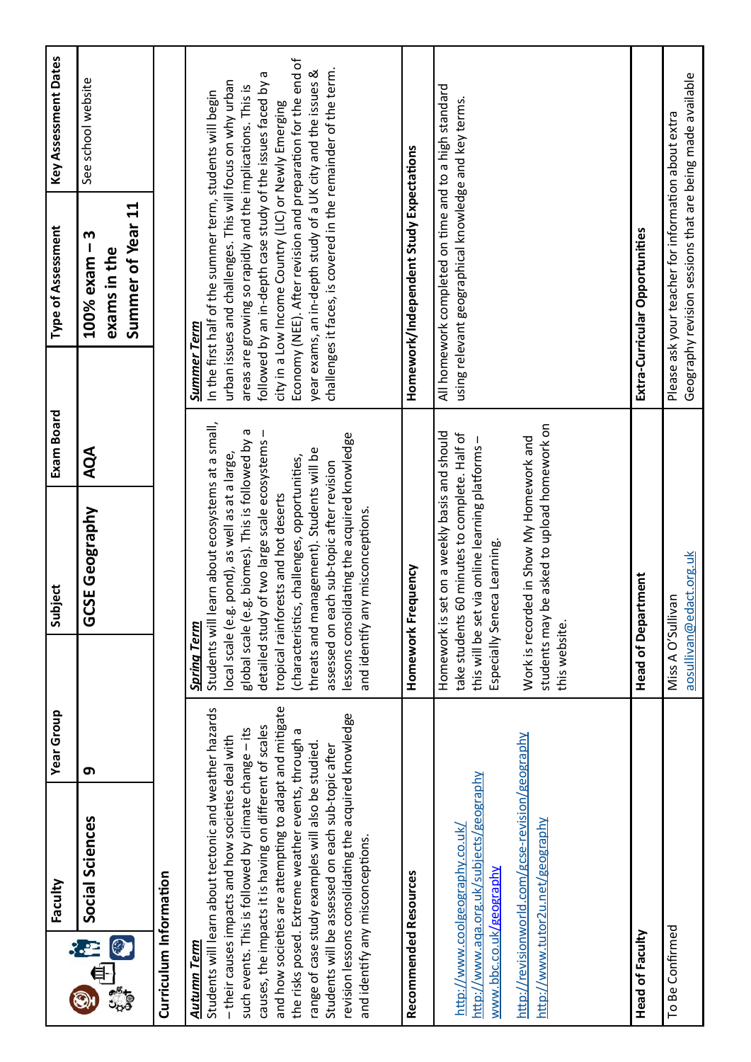| Faculty | Year Group | Subject | Exam Board | Type of Assessment | Key Assessment Dates |
|---|---|---|---|---|---|
| **Social Sciences** | **9** | **GCSE Geography** | **AQA** | **100% exam – 3 exams in the Summer of Year 11** | See school website |

## Curriculum Information

| Autumn Term | Spring Term | Summer Term |
|---|---|---|
| Students will learn about tectonic and weather hazards – their causes impacts and how societies deal with such events. This is followed by climate change – its causes, the impacts it is having on different of scales and how societies are attempting to adapt and mitigate the risks posed. Extreme weather events, through a range of case study examples will also be studied. Students will be assessed on each sub-topic after revision lessons consolidating the acquired knowledge and identify any misconceptions. | Students will learn about ecosystems at a small, local scale (e.g. pond), as well as at a large, global scale (e.g. biomes). This is followed by a detailed study of two large scale ecosystems – tropical rainforests and hot deserts (characteristics, challenges, opportunities, threats and management). Students will be assessed on each sub-topic after revision lessons consolidating the acquired knowledge and identify any misconceptions. | In the first half of the summer term, students will begin urban issues and challenges. This will focus on why urban areas are growing so rapidly and the implications. This is followed by an in-depth case study of the issues faced by a city in a Low Income Country (LIC) or Newly Emerging Economy (NEE). After revision and preparation for the end of year exams, an in-depth study of a UK city and the issues & challenges it faces, is covered in the remainder of the term. |

| Recommended Resources | Homework Frequency | Homework/Independent Study Expectations |
|---|---|---|
| http://www.coolgeography.co.uk/<br>http://www.aqa.org.uk/subjects/geography<br>www.bbc.co.uk/geography<br>http://revisionworld.com/gcse-revision/geography<br>http://www.tutor2u.net/geography | Homework is set on a weekly basis and should take students 60 minutes to complete. Half of this will be set via online learning platforms – Especially Seneca Learning.<br><br>Work is recorded in Show My Homework and students may be asked to upload homework on this website. | All homework completed on time and to a high standard using relevant geographical knowledge and key terms. |

| Head of Faculty | Head of Department | Extra-Curricular Opportunities |
|---|---|---|
| To Be Confirmed | Miss A O'Sullivan<br>aosullivan@edact.org.uk | Please ask your teacher for information about extra Geography revision sessions that are being made available |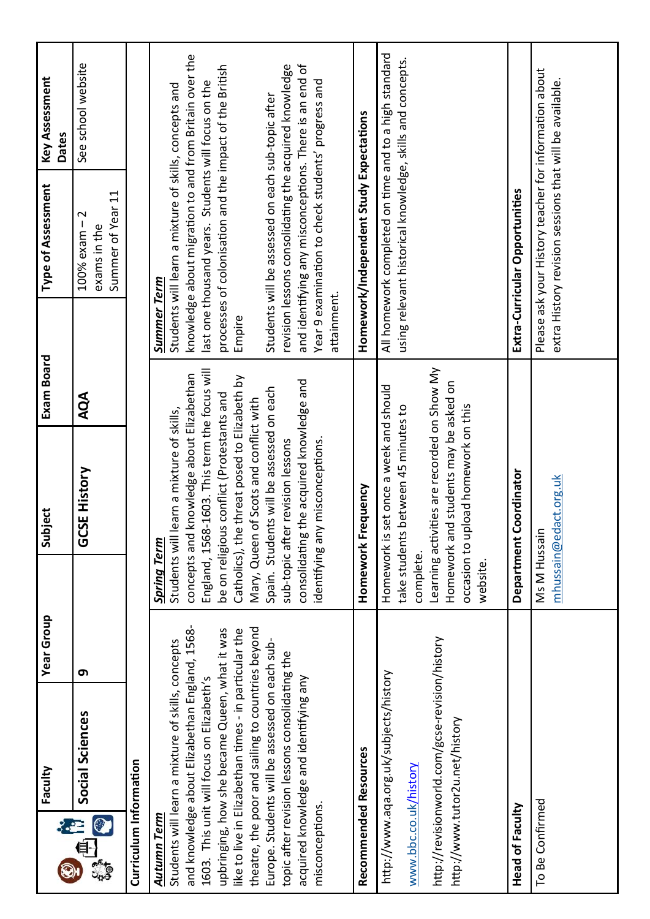| Faculty | Year Group | Subject | Exam Board | Type of Assessment | Key Assessment Dates |
| --- | --- | --- | --- | --- | --- |
| **Social Sciences** | **9** | **GCSE History** | **AQA** | 100% exam – 2 exams in the Summer of Year 11 | See school website |

**Curriculum Information**

| | | |
| --- | --- | --- |
| ***Autumn Term*** Students will learn a mixture of skills, concepts and knowledge about Elizabethan England, 1568-1603. This unit will focus on Elizabeth's upbringing, how she became Queen, what it was like to live in Elizabethan times - in particular the theatre, the poor and sailing to countries beyond Europe. Students will be assessed on each sub-topic after revision lessons consolidating the acquired knowledge and identifying any misconceptions. | ***Spring Term*** Students will learn a mixture of skills, concepts and knowledge about Elizabethan England, 1568-1603. This term the focus will be on religious conflict (Protestants and Catholics), the threat posed to Elizabeth by Mary, Queen of Scots and conflict with Spain. Students will be assessed on each sub-topic after revision lessons consolidating the acquired knowledge and identifying any misconceptions. | ***Summer Term*** Students will learn a mixture of skills, concepts and knowledge about migration to and from Britain over the last one thousand years. Students will focus on the processes of colonisation and the impact of the British Empire<br><br>Students will be assessed on each sub-topic after revision lessons consolidating the acquired knowledge and identifying any misconceptions. There is an end of Year 9 examination to check students' progress and attainment. |

| Recommended Resources | Homework Frequency | Homework/Independent Study Expectations |
| --- | --- | --- |
| http://www.aqa.org.uk/subjects/history<br><br>www.bbc.co.uk/history<br><br>http://revisionworld.com/gcse-revision/history<br>http://www.tutor2u.net/history | Homework is set once a week and should take students between 45 minutes to complete.<br>Learning activities are recorded on Show My Homework and students may be asked on occasion to upload homework on this website. | All homework completed on time and to a high standard using relevant historical knowledge, skills and concepts. |

| Head of Faculty | Department Coordinator | Extra-Curricular Opportunities |
| --- | --- | --- |
| To Be Confirmed | Ms M Hussain<br>mhussain@edact.org.uk | Please ask your History teacher for information about extra History revision sessions that will be available. |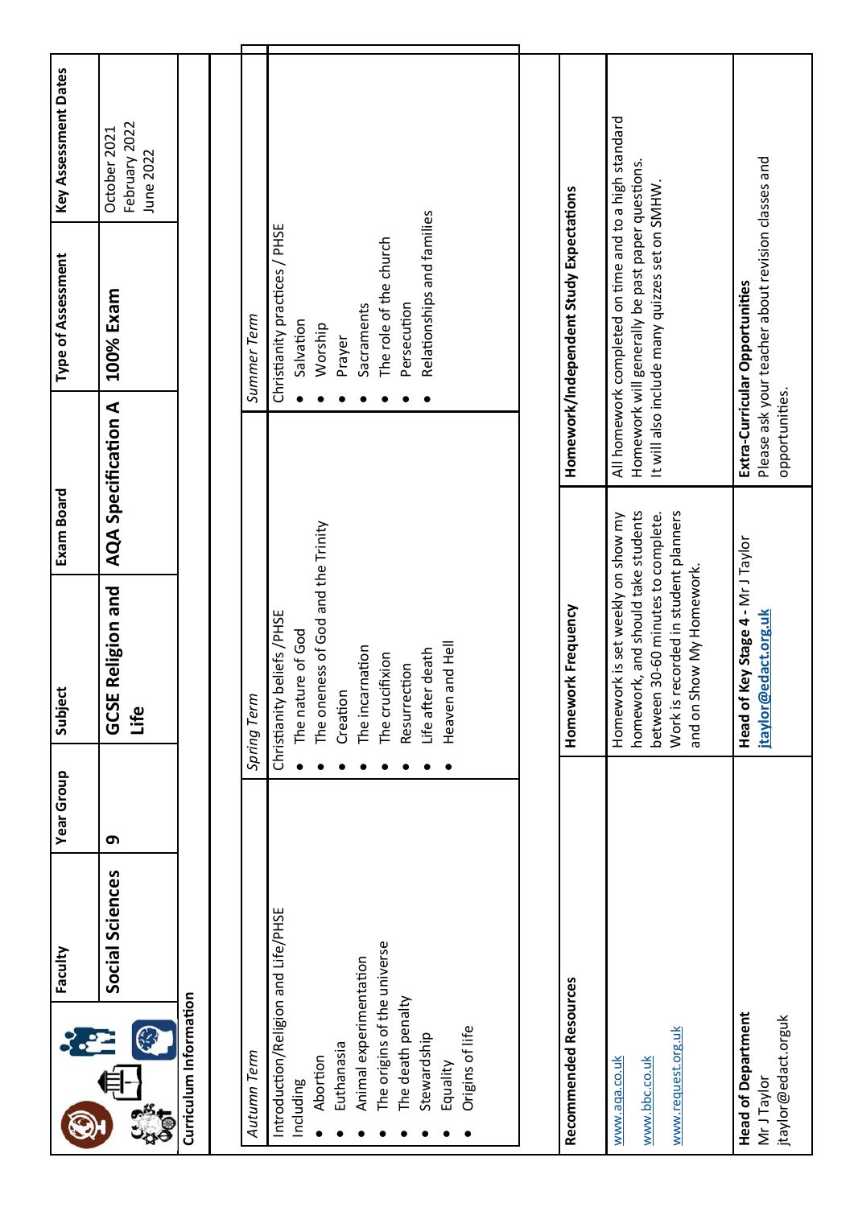| Faculty | Year Group | Subject | Exam Board | Type of Assessment | Key Assessment Dates |
|---|---|---|---|---|---|
| **Social Sciences** | **9** | **GCSE Religion and Life** | **AQA Specification A** | **100% Exam** | October 2021<br>February 2022<br>June 2022 |

**Curriculum Information**

| *Autumn Term* | *Spring Term* | *Summer Term* |
|---|---|---|
| Introduction/Religion and Life/PHSE Including<br>• Abortion<br>• Euthanasia<br>• Animal experimentation<br>• The origins of the universe<br>• The death penalty<br>• Stewardship<br>• Equality<br>• Origins of life | Christianity beliefs /PHSE<br>• The nature of God<br>• The oneness of God and the Trinity<br>• Creation<br>• The incarnation<br>• The crucifixion<br>• Resurrection<br>• Life after death<br>• Heaven and Hell | Christianity practices / PHSE<br>• Salvation<br>• Worship<br>• Prayer<br>• Sacraments<br>• The role of the church<br>• Persecution<br>• Relationships and families |

| Recommended Resources | Homework Frequency | Homework/Independent Study Expectations |
|---|---|---|
| www.aqa.co.uk<br>www.bbc.co.uk<br>www.request.org.uk | Homework is set weekly on show my homework, and should take students between 30-60 minutes to complete. Work is recorded in student planners and on Show My Homework. | All homework completed on time and to a high standard Homework will generally be past paper questions. It will also include many quizzes set on SMHW. |
| **Head of Department**<br>Mr J Taylor<br>jtaylor@edact.orguk | **Head of Key Stage 4 -** Mr J Taylor<br>jtaylor@edact.org.uk | **Extra-Curricular Opportunities**<br>Please ask your teacher about revision classes and opportunities. |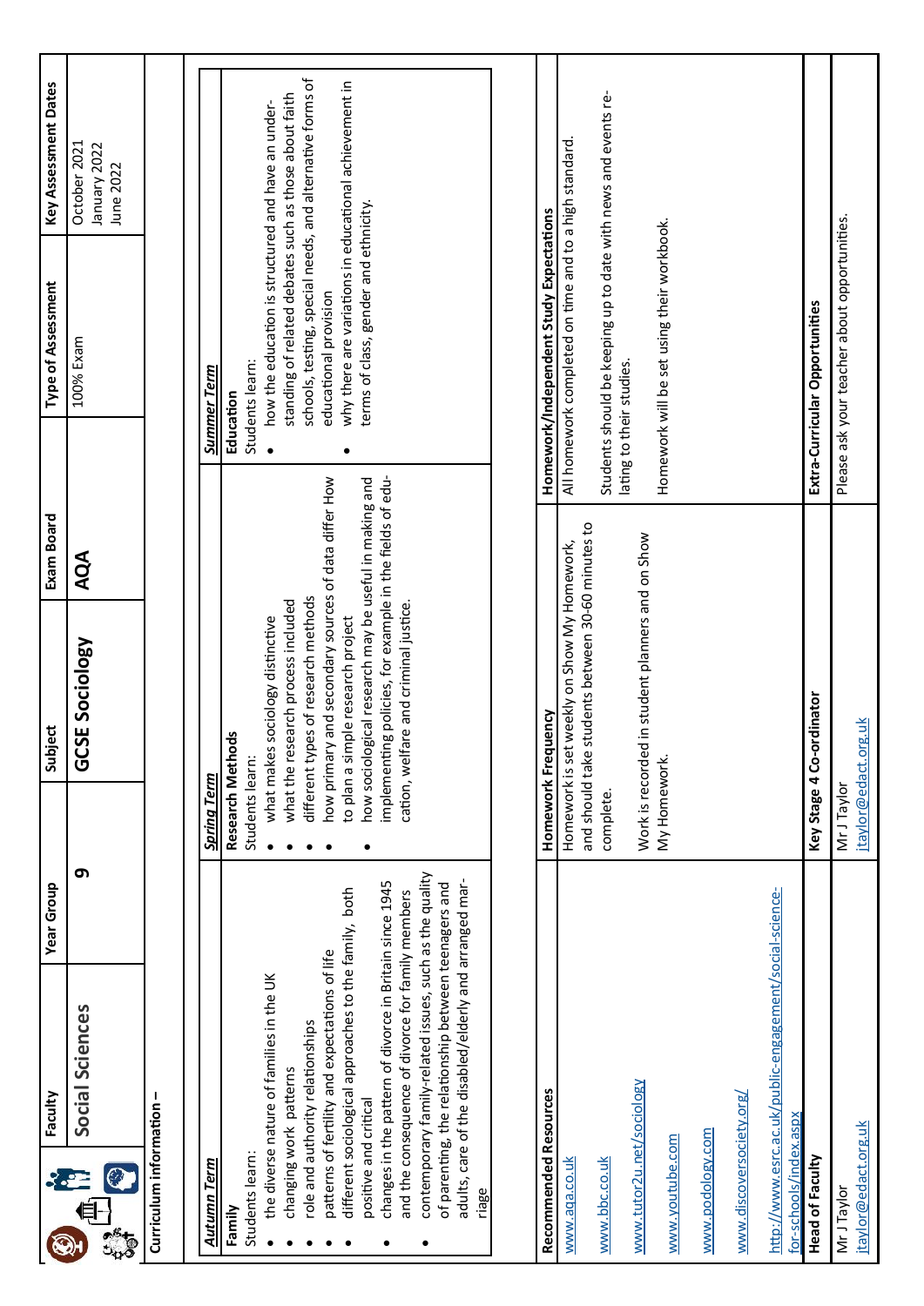| Faculty | Year Group | Subject | Exam Board | Type of Assessment | Key Assessment Dates |
|---|---|---|---|---|---|
| Social Sciences | 9 | GCSE Sociology | AQA | 100% Exam | October 2021<br>January 2022<br>June 2022 |

**Curriculum information –**

| *Autumn Term* | *Spring Term* | *Summer Term* |
|---|---|---|
| **Family**<br>Students learn:<br>• the diverse nature of families in the UK<br>• changing work patterns<br>• role and authority relationships<br>• patterns of fertility and expectations of life<br>• different sociological approaches to the family, both positive and critical<br>• changes in the pattern of divorce in Britain since 1945 and the consequence of divorce for family members<br>• contemporary family-related issues, such as the quality of parenting, the relationship between teenagers and adults, care of the disabled/elderly and arranged marriage | **Research Methods**<br>Students learn:<br>• what makes sociology distinctive<br>• what the research process included<br>• different types of research methods<br>• how primary and secondary sources of data differ How to plan a simple research project<br>• how sociological research may be useful in making and implementing policies, for example in the fields of education, welfare and criminal justice. | **Education**<br>Students learn:<br>• how the education is structured and have an understanding of related debates such as those about faith schools, testing, special needs, and alternative forms of educational provision<br>• why there are variations in educational achievement in terms of class, gender and ethnicity. |

| Recommended Resources | Homework Frequency | Homework/Independent Study Expectations |
|---|---|---|
| www.aqa.co.uk<br>www.bbc.co.uk<br>www.tutor2u.net/sociology<br>www.youtube.com<br>www.podology.com<br>www.discoversociety.org/<br>http://www.esrc.ac.uk/public-engagement/social-science-for-schools/index.aspx | Homework is set weekly on Show My Homework, and should take students between 30-60 minutes to complete.<br><br>Work is recorded in student planners and on Show My Homework. | All homework completed on time and to a high standard.<br><br>Students should be keeping up to date with news and events relating to their studies.<br><br>Homework will be set using their workbook. |
| **Head of Faculty** | **Key Stage 4 Co-ordinator** | **Extra-Curricular Opportunities** |
| Mr J Taylor<br>jtaylor@edact.org.uk | Mr J Taylor<br>jtaylor@edact.org.uk | Please ask your teacher about opportunities. |